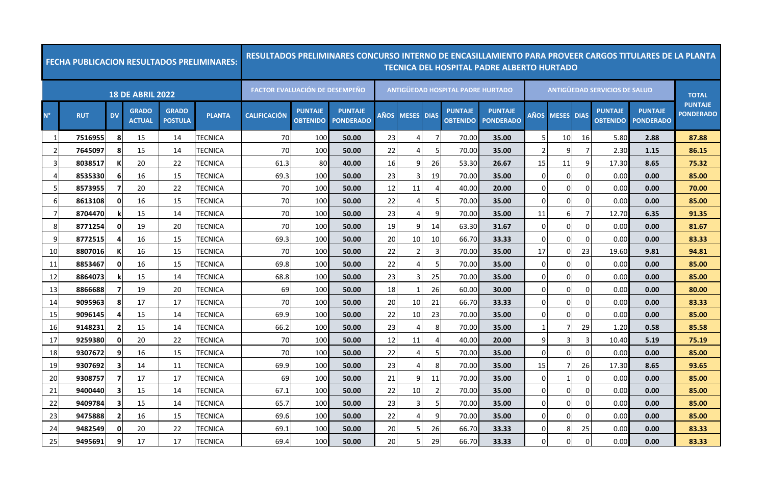| FECHA PUBLICACION RESULTADOS PRELIMINARES: | | | | | | RESULTADOS PRELIMINARES CONCURSO INTERNO DE ENCASILLAMIENTO PARA PROVEER CARGOS TITULARES DE LA PLANTA TECNICA DEL HOSPITAL PADRE ALBERTO HURTADO | | | | | | | | | | | | | | | |
|---|---|---|---|---|---|---|---|---|---|---|---|---|---|---|---|---|---|---|---|---|
| 18 DE ABRIL 2022 | | | | | | FACTOR EVALUACIÓN DE DESEMPEÑO | | | ANTIGÜEDAD HOSPITAL PADRE HURTADO | | | | | ANTIGÜEDAD SERVICIOS DE SALUD | | | | | TOTAL PUNTAJE PONDERADO |
| N° | RUT | DV | GRADO ACTUAL | GRADO POSTULA | PLANTA | CALIFICACIÓN | PUNTAJE OBTENIDO | PUNTAJE PONDERADO | AÑOS | MESES | DIAS | PUNTAJE OBTENIDO | PUNTAJE PONDERADO | AÑOS | MESES | DIAS | PUNTAJE OBTENIDO | PUNTAJE PONDERADO | |
| 1 | 7516955 | 8 | 15 | 14 | TECNICA | 70 | 100 | 50.00 | 23 | 4 | 7 | 70.00 | 35.00 | 5 | 10 | 16 | 5.80 | 2.88 | 87.88 |
| 2 | 7645097 | 8 | 15 | 14 | TECNICA | 70 | 100 | 50.00 | 22 | 4 | 5 | 70.00 | 35.00 | 2 | 9 | 7 | 2.30 | 1.15 | 86.15 |
| 3 | 8038517 | K | 20 | 22 | TECNICA | 61.3 | 80 | 40.00 | 16 | 9 | 26 | 53.30 | 26.67 | 15 | 11 | 9 | 17.30 | 8.65 | 75.32 |
| 4 | 8535330 | 6 | 16 | 15 | TECNICA | 69.3 | 100 | 50.00 | 23 | 3 | 19 | 70.00 | 35.00 | 0 | 0 | 0 | 0.00 | 0.00 | 85.00 |
| 5 | 8573955 | 7 | 20 | 22 | TECNICA | 70 | 100 | 50.00 | 12 | 11 | 4 | 40.00 | 20.00 | 0 | 0 | 0 | 0.00 | 0.00 | 70.00 |
| 6 | 8613108 | 0 | 16 | 15 | TECNICA | 70 | 100 | 50.00 | 22 | 4 | 5 | 70.00 | 35.00 | 0 | 0 | 0 | 0.00 | 0.00 | 85.00 |
| 7 | 8704470 | k | 15 | 14 | TECNICA | 70 | 100 | 50.00 | 23 | 4 | 9 | 70.00 | 35.00 | 11 | 6 | 7 | 12.70 | 6.35 | 91.35 |
| 8 | 8771254 | 0 | 19 | 20 | TECNICA | 70 | 100 | 50.00 | 19 | 9 | 14 | 63.30 | 31.67 | 0 | 0 | 0 | 0.00 | 0.00 | 81.67 |
| 9 | 8772515 | 4 | 16 | 15 | TECNICA | 69.3 | 100 | 50.00 | 20 | 10 | 10 | 66.70 | 33.33 | 0 | 0 | 0 | 0.00 | 0.00 | 83.33 |
| 10 | 8807016 | K | 16 | 15 | TECNICA | 70 | 100 | 50.00 | 22 | 2 | 3 | 70.00 | 35.00 | 17 | 0 | 23 | 19.60 | 9.81 | 94.81 |
| 11 | 8853467 | 0 | 16 | 15 | TECNICA | 69.8 | 100 | 50.00 | 22 | 4 | 5 | 70.00 | 35.00 | 0 | 0 | 0 | 0.00 | 0.00 | 85.00 |
| 12 | 8864073 | k | 15 | 14 | TECNICA | 68.8 | 100 | 50.00 | 23 | 3 | 25 | 70.00 | 35.00 | 0 | 0 | 0 | 0.00 | 0.00 | 85.00 |
| 13 | 8866688 | 7 | 19 | 20 | TECNICA | 69 | 100 | 50.00 | 18 | 1 | 26 | 60.00 | 30.00 | 0 | 0 | 0 | 0.00 | 0.00 | 80.00 |
| 14 | 9095963 | 8 | 17 | 17 | TECNICA | 70 | 100 | 50.00 | 20 | 10 | 21 | 66.70 | 33.33 | 0 | 0 | 0 | 0.00 | 0.00 | 83.33 |
| 15 | 9096145 | 4 | 15 | 14 | TECNICA | 69.9 | 100 | 50.00 | 22 | 10 | 23 | 70.00 | 35.00 | 0 | 0 | 0 | 0.00 | 0.00 | 85.00 |
| 16 | 9148231 | 2 | 15 | 14 | TECNICA | 66.2 | 100 | 50.00 | 23 | 4 | 8 | 70.00 | 35.00 | 1 | 7 | 29 | 1.20 | 0.58 | 85.58 |
| 17 | 9259380 | 0 | 20 | 22 | TECNICA | 70 | 100 | 50.00 | 12 | 11 | 4 | 40.00 | 20.00 | 9 | 3 | 3 | 10.40 | 5.19 | 75.19 |
| 18 | 9307672 | 9 | 16 | 15 | TECNICA | 70 | 100 | 50.00 | 22 | 4 | 5 | 70.00 | 35.00 | 0 | 0 | 0 | 0.00 | 0.00 | 85.00 |
| 19 | 9307692 | 3 | 14 | 11 | TECNICA | 69.9 | 100 | 50.00 | 23 | 4 | 8 | 70.00 | 35.00 | 15 | 7 | 26 | 17.30 | 8.65 | 93.65 |
| 20 | 9308757 | 7 | 17 | 17 | TECNICA | 69 | 100 | 50.00 | 21 | 9 | 11 | 70.00 | 35.00 | 0 | 1 | 0 | 0.00 | 0.00 | 85.00 |
| 21 | 9400440 | 3 | 15 | 14 | TECNICA | 67.1 | 100 | 50.00 | 22 | 10 | 2 | 70.00 | 35.00 | 0 | 0 | 0 | 0.00 | 0.00 | 85.00 |
| 22 | 9409784 | 3 | 15 | 14 | TECNICA | 65.7 | 100 | 50.00 | 23 | 3 | 5 | 70.00 | 35.00 | 0 | 0 | 0 | 0.00 | 0.00 | 85.00 |
| 23 | 9475888 | 2 | 16 | 15 | TECNICA | 69.6 | 100 | 50.00 | 22 | 4 | 9 | 70.00 | 35.00 | 0 | 0 | 0 | 0.00 | 0.00 | 85.00 |
| 24 | 9482549 | 0 | 20 | 22 | TECNICA | 69.1 | 100 | 50.00 | 20 | 5 | 26 | 66.70 | 33.33 | 0 | 8 | 25 | 0.00 | 0.00 | 83.33 |
| 25 | 9495691 | 9 | 17 | 17 | TECNICA | 69.4 | 100 | 50.00 | 20 | 5 | 29 | 66.70 | 33.33 | 0 | 0 | 0 | 0.00 | 0.00 | 83.33 |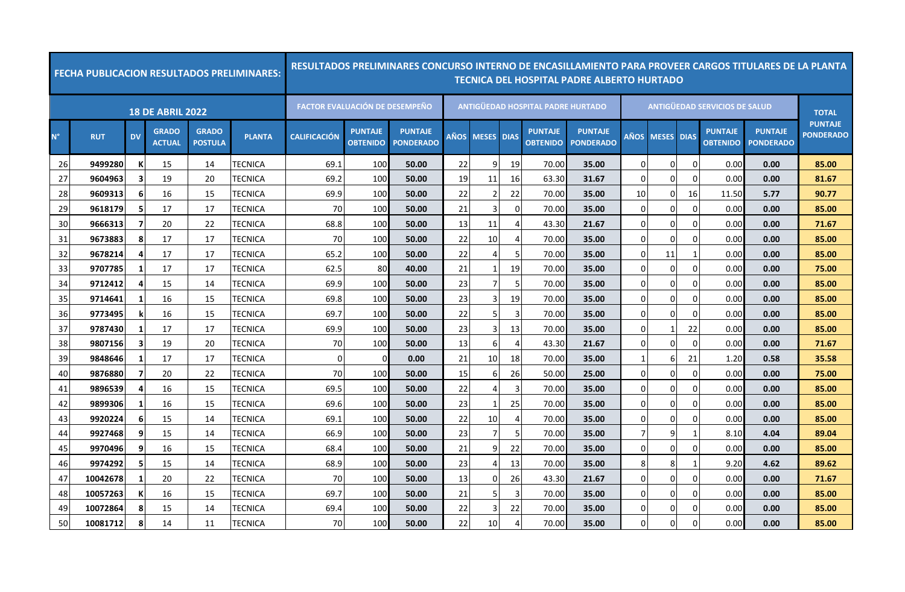| FECHA PUBLICACION RESULTADOS PRELIMINARES: | | | | | | RESULTADOS PRELIMINARES CONCURSO INTERNO DE ENCASILLAMIENTO PARA PROVEER CARGOS TITULARES DE LA PLANTA TECNICA DEL HOSPITAL PADRE ALBERTO HURTADO | | | | | | | | | | | | | | | |
|---|---|---|---|---|---|---|---|---|---|---|---|---|---|---|---|---|---|---|---|---|
| 18 DE ABRIL 2022 | | | | | | FACTOR EVALUACIÓN DE DESEMPEÑO | | | ANTIGÜEDAD HOSPITAL PADRE HURTADO | | | | | ANTIGÜEDAD SERVICIOS DE SALUD | | | | | TOTAL |
| N° | RUT | DV | GRADO ACTUAL | GRADO POSTULA | PLANTA | CALIFICACIÓN | PUNTAJE OBTENIDO | PUNTAJE PONDERADO | AÑOS | MESES | DIAS | PUNTAJE OBTENIDO | PUNTAJE PONDERADO | AÑOS | MESES | DIAS | PUNTAJE OBTENIDO | PUNTAJE PONDERADO | PUNTAJE PONDERADO |
| 26 | 9499280 | K | 15 | 14 | TECNICA | 69.1 | 100 | 50.00 | 22 | 9 | 19 | 70.00 | 35.00 | 0 | 0 | 0 | 0.00 | 0.00 | 85.00 |
| 27 | 9604963 | 3 | 19 | 20 | TECNICA | 69.2 | 100 | 50.00 | 19 | 11 | 16 | 63.30 | 31.67 | 0 | 0 | 0 | 0.00 | 0.00 | 81.67 |
| 28 | 9609313 | 6 | 16 | 15 | TECNICA | 69.9 | 100 | 50.00 | 22 | 2 | 22 | 70.00 | 35.00 | 10 | 0 | 16 | 11.50 | 5.77 | 90.77 |
| 29 | 9618179 | 5 | 17 | 17 | TECNICA | 70 | 100 | 50.00 | 21 | 3 | 0 | 70.00 | 35.00 | 0 | 0 | 0 | 0.00 | 0.00 | 85.00 |
| 30 | 9666313 | 7 | 20 | 22 | TECNICA | 68.8 | 100 | 50.00 | 13 | 11 | 4 | 43.30 | 21.67 | 0 | 0 | 0 | 0.00 | 0.00 | 71.67 |
| 31 | 9673883 | 8 | 17 | 17 | TECNICA | 70 | 100 | 50.00 | 22 | 10 | 4 | 70.00 | 35.00 | 0 | 0 | 0 | 0.00 | 0.00 | 85.00 |
| 32 | 9678214 | 4 | 17 | 17 | TECNICA | 65.2 | 100 | 50.00 | 22 | 4 | 5 | 70.00 | 35.00 | 0 | 11 | 1 | 0.00 | 0.00 | 85.00 |
| 33 | 9707785 | 1 | 17 | 17 | TECNICA | 62.5 | 80 | 40.00 | 21 | 1 | 19 | 70.00 | 35.00 | 0 | 0 | 0 | 0.00 | 0.00 | 75.00 |
| 34 | 9712412 | 4 | 15 | 14 | TECNICA | 69.9 | 100 | 50.00 | 23 | 7 | 5 | 70.00 | 35.00 | 0 | 0 | 0 | 0.00 | 0.00 | 85.00 |
| 35 | 9714641 | 1 | 16 | 15 | TECNICA | 69.8 | 100 | 50.00 | 23 | 3 | 19 | 70.00 | 35.00 | 0 | 0 | 0 | 0.00 | 0.00 | 85.00 |
| 36 | 9773495 | k | 16 | 15 | TECNICA | 69.7 | 100 | 50.00 | 22 | 5 | 3 | 70.00 | 35.00 | 0 | 0 | 0 | 0.00 | 0.00 | 85.00 |
| 37 | 9787430 | 1 | 17 | 17 | TECNICA | 69.9 | 100 | 50.00 | 23 | 3 | 13 | 70.00 | 35.00 | 0 | 1 | 22 | 0.00 | 0.00 | 85.00 |
| 38 | 9807156 | 3 | 19 | 20 | TECNICA | 70 | 100 | 50.00 | 13 | 6 | 4 | 43.30 | 21.67 | 0 | 0 | 0 | 0.00 | 0.00 | 71.67 |
| 39 | 9848646 | 1 | 17 | 17 | TECNICA | 0 | 0 | 0.00 | 21 | 10 | 18 | 70.00 | 35.00 | 1 | 6 | 21 | 1.20 | 0.58 | 35.58 |
| 40 | 9876880 | 7 | 20 | 22 | TECNICA | 70 | 100 | 50.00 | 15 | 6 | 26 | 50.00 | 25.00 | 0 | 0 | 0 | 0.00 | 0.00 | 75.00 |
| 41 | 9896539 | 4 | 16 | 15 | TECNICA | 69.5 | 100 | 50.00 | 22 | 4 | 3 | 70.00 | 35.00 | 0 | 0 | 0 | 0.00 | 0.00 | 85.00 |
| 42 | 9899306 | 1 | 16 | 15 | TECNICA | 69.6 | 100 | 50.00 | 23 | 1 | 25 | 70.00 | 35.00 | 0 | 0 | 0 | 0.00 | 0.00 | 85.00 |
| 43 | 9920224 | 6 | 15 | 14 | TECNICA | 69.1 | 100 | 50.00 | 22 | 10 | 4 | 70.00 | 35.00 | 0 | 0 | 0 | 0.00 | 0.00 | 85.00 |
| 44 | 9927468 | 9 | 15 | 14 | TECNICA | 66.9 | 100 | 50.00 | 23 | 7 | 5 | 70.00 | 35.00 | 7 | 9 | 1 | 8.10 | 4.04 | 89.04 |
| 45 | 9970496 | 9 | 16 | 15 | TECNICA | 68.4 | 100 | 50.00 | 21 | 9 | 22 | 70.00 | 35.00 | 0 | 0 | 0 | 0.00 | 0.00 | 85.00 |
| 46 | 9974292 | 5 | 15 | 14 | TECNICA | 68.9 | 100 | 50.00 | 23 | 4 | 13 | 70.00 | 35.00 | 8 | 8 | 1 | 9.20 | 4.62 | 89.62 |
| 47 | 10042678 | 1 | 20 | 22 | TECNICA | 70 | 100 | 50.00 | 13 | 0 | 26 | 43.30 | 21.67 | 0 | 0 | 0 | 0.00 | 0.00 | 71.67 |
| 48 | 10057263 | K | 16 | 15 | TECNICA | 69.7 | 100 | 50.00 | 21 | 5 | 3 | 70.00 | 35.00 | 0 | 0 | 0 | 0.00 | 0.00 | 85.00 |
| 49 | 10072864 | 8 | 15 | 14 | TECNICA | 69.4 | 100 | 50.00 | 22 | 3 | 22 | 70.00 | 35.00 | 0 | 0 | 0 | 0.00 | 0.00 | 85.00 |
| 50 | 10081712 | 8 | 14 | 11 | TECNICA | 70 | 100 | 50.00 | 22 | 10 | 4 | 70.00 | 35.00 | 0 | 0 | 0 | 0.00 | 0.00 | 85.00 |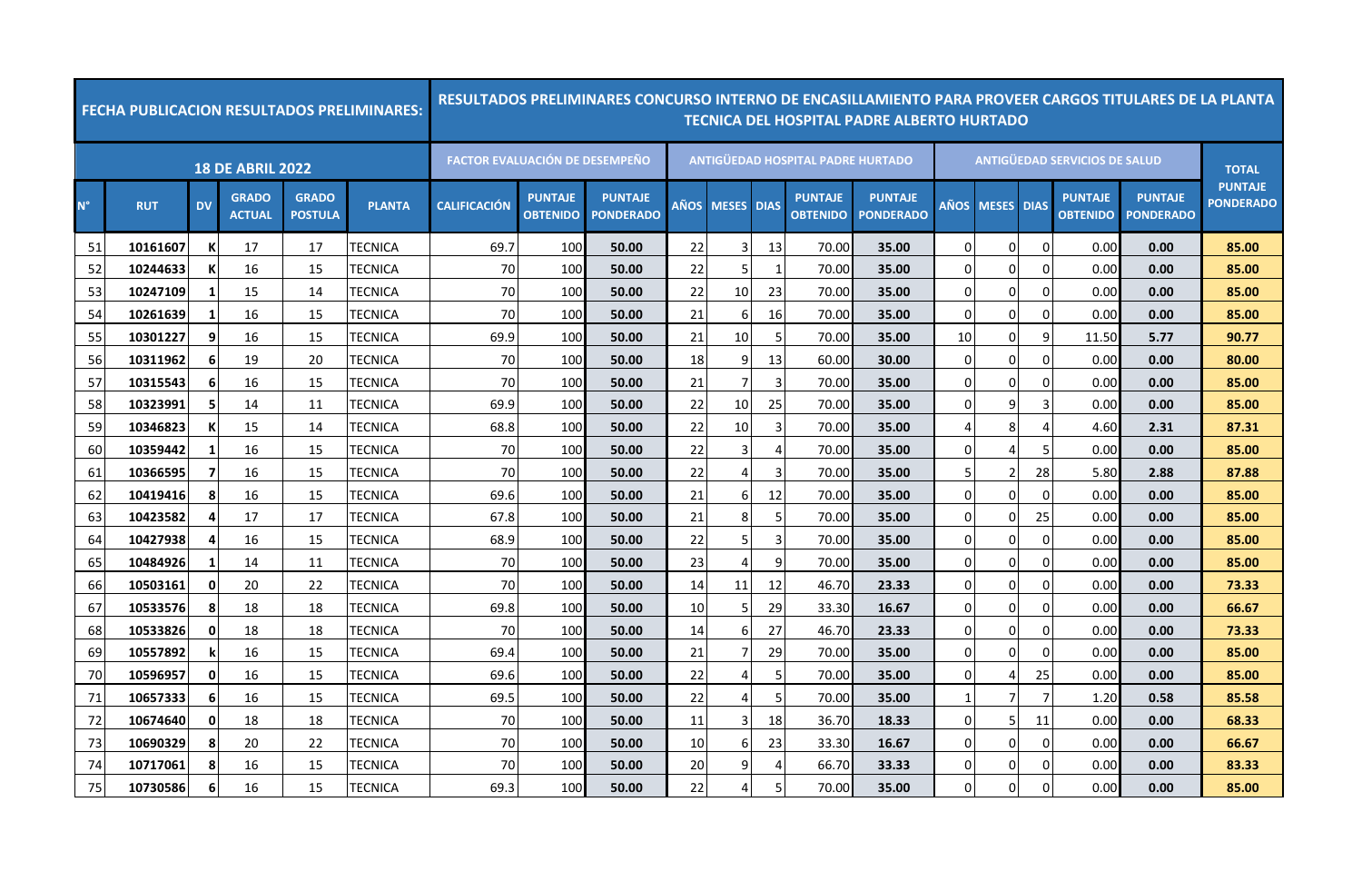| FECHA PUBLICACION RESULTADOS PRELIMINARES: | | | | | | RESULTADOS PRELIMINARES CONCURSO INTERNO DE ENCASILLAMIENTO PARA PROVEER CARGOS TITULARES DE LA PLANTA TECNICA DEL HOSPITAL PADRE ALBERTO HURTADO | | | | | | | | | | | | | | | |
|---|---|---|---|---|---|---|---|---|---|---|---|---|---|---|---|---|---|---|---|---|
| 18 DE ABRIL 2022 | | | | | | FACTOR EVALUACIÓN DE DESEMPEÑO | | | ANTIGÜEDAD HOSPITAL PADRE HURTADO | | | | | ANTIGÜEDAD SERVICIOS DE SALUD | | | | | TOTAL |
| N° | RUT | DV | GRADO ACTUAL | GRADO POSTULA | PLANTA | CALIFICACIÓN | PUNTAJE OBTENIDO | PUNTAJE PONDERADO | AÑOS | MESES | DIAS | PUNTAJE OBTENIDO | PUNTAJE PONDERADO | AÑOS | MESES | DIAS | PUNTAJE OBTENIDO | PUNTAJE PONDERADO | PUNTAJE PONDERADO |
| 51 | 10161607 | K | 17 | 17 | TECNICA | 69.7 | 100 | 50.00 | 22 | 3 | 13 | 70.00 | 35.00 | 0 | 0 | 0 | 0.00 | 0.00 | 85.00 |
| 52 | 10244633 | K | 16 | 15 | TECNICA | 70 | 100 | 50.00 | 22 | 5 | 1 | 70.00 | 35.00 | 0 | 0 | 0 | 0.00 | 0.00 | 85.00 |
| 53 | 10247109 | 1 | 15 | 14 | TECNICA | 70 | 100 | 50.00 | 22 | 10 | 23 | 70.00 | 35.00 | 0 | 0 | 0 | 0.00 | 0.00 | 85.00 |
| 54 | 10261639 | 1 | 16 | 15 | TECNICA | 70 | 100 | 50.00 | 21 | 6 | 16 | 70.00 | 35.00 | 0 | 0 | 0 | 0.00 | 0.00 | 85.00 |
| 55 | 10301227 | 9 | 16 | 15 | TECNICA | 69.9 | 100 | 50.00 | 21 | 10 | 5 | 70.00 | 35.00 | 10 | 0 | 9 | 11.50 | 5.77 | 90.77 |
| 56 | 10311962 | 6 | 19 | 20 | TECNICA | 70 | 100 | 50.00 | 18 | 9 | 13 | 60.00 | 30.00 | 0 | 0 | 0 | 0.00 | 0.00 | 80.00 |
| 57 | 10315543 | 6 | 16 | 15 | TECNICA | 70 | 100 | 50.00 | 21 | 7 | 3 | 70.00 | 35.00 | 0 | 0 | 0 | 0.00 | 0.00 | 85.00 |
| 58 | 10323991 | 5 | 14 | 11 | TECNICA | 69.9 | 100 | 50.00 | 22 | 10 | 25 | 70.00 | 35.00 | 0 | 9 | 3 | 0.00 | 0.00 | 85.00 |
| 59 | 10346823 | K | 15 | 14 | TECNICA | 68.8 | 100 | 50.00 | 22 | 10 | 3 | 70.00 | 35.00 | 4 | 8 | 4 | 4.60 | 2.31 | 87.31 |
| 60 | 10359442 | 1 | 16 | 15 | TECNICA | 70 | 100 | 50.00 | 22 | 3 | 4 | 70.00 | 35.00 | 0 | 4 | 5 | 0.00 | 0.00 | 85.00 |
| 61 | 10366595 | 7 | 16 | 15 | TECNICA | 70 | 100 | 50.00 | 22 | 4 | 3 | 70.00 | 35.00 | 5 | 2 | 28 | 5.80 | 2.88 | 87.88 |
| 62 | 10419416 | 8 | 16 | 15 | TECNICA | 69.6 | 100 | 50.00 | 21 | 6 | 12 | 70.00 | 35.00 | 0 | 0 | 0 | 0.00 | 0.00 | 85.00 |
| 63 | 10423582 | 4 | 17 | 17 | TECNICA | 67.8 | 100 | 50.00 | 21 | 8 | 5 | 70.00 | 35.00 | 0 | 0 | 25 | 0.00 | 0.00 | 85.00 |
| 64 | 10427938 | 4 | 16 | 15 | TECNICA | 68.9 | 100 | 50.00 | 22 | 5 | 3 | 70.00 | 35.00 | 0 | 0 | 0 | 0.00 | 0.00 | 85.00 |
| 65 | 10484926 | 1 | 14 | 11 | TECNICA | 70 | 100 | 50.00 | 23 | 4 | 9 | 70.00 | 35.00 | 0 | 0 | 0 | 0.00 | 0.00 | 85.00 |
| 66 | 10503161 | 0 | 20 | 22 | TECNICA | 70 | 100 | 50.00 | 14 | 11 | 12 | 46.70 | 23.33 | 0 | 0 | 0 | 0.00 | 0.00 | 73.33 |
| 67 | 10533576 | 8 | 18 | 18 | TECNICA | 69.8 | 100 | 50.00 | 10 | 5 | 29 | 33.30 | 16.67 | 0 | 0 | 0 | 0.00 | 0.00 | 66.67 |
| 68 | 10533826 | 0 | 18 | 18 | TECNICA | 70 | 100 | 50.00 | 14 | 6 | 27 | 46.70 | 23.33 | 0 | 0 | 0 | 0.00 | 0.00 | 73.33 |
| 69 | 10557892 | k | 16 | 15 | TECNICA | 69.4 | 100 | 50.00 | 21 | 7 | 29 | 70.00 | 35.00 | 0 | 0 | 0 | 0.00 | 0.00 | 85.00 |
| 70 | 10596957 | 0 | 16 | 15 | TECNICA | 69.6 | 100 | 50.00 | 22 | 4 | 5 | 70.00 | 35.00 | 0 | 4 | 25 | 0.00 | 0.00 | 85.00 |
| 71 | 10657333 | 6 | 16 | 15 | TECNICA | 69.5 | 100 | 50.00 | 22 | 4 | 5 | 70.00 | 35.00 | 1 | 7 | 7 | 1.20 | 0.58 | 85.58 |
| 72 | 10674640 | 0 | 18 | 18 | TECNICA | 70 | 100 | 50.00 | 11 | 3 | 18 | 36.70 | 18.33 | 0 | 5 | 11 | 0.00 | 0.00 | 68.33 |
| 73 | 10690329 | 8 | 20 | 22 | TECNICA | 70 | 100 | 50.00 | 10 | 6 | 23 | 33.30 | 16.67 | 0 | 0 | 0 | 0.00 | 0.00 | 66.67 |
| 74 | 10717061 | 8 | 16 | 15 | TECNICA | 70 | 100 | 50.00 | 20 | 9 | 4 | 66.70 | 33.33 | 0 | 0 | 0 | 0.00 | 0.00 | 83.33 |
| 75 | 10730586 | 6 | 16 | 15 | TECNICA | 69.3 | 100 | 50.00 | 22 | 4 | 5 | 70.00 | 35.00 | 0 | 0 | 0 | 0.00 | 0.00 | 85.00 |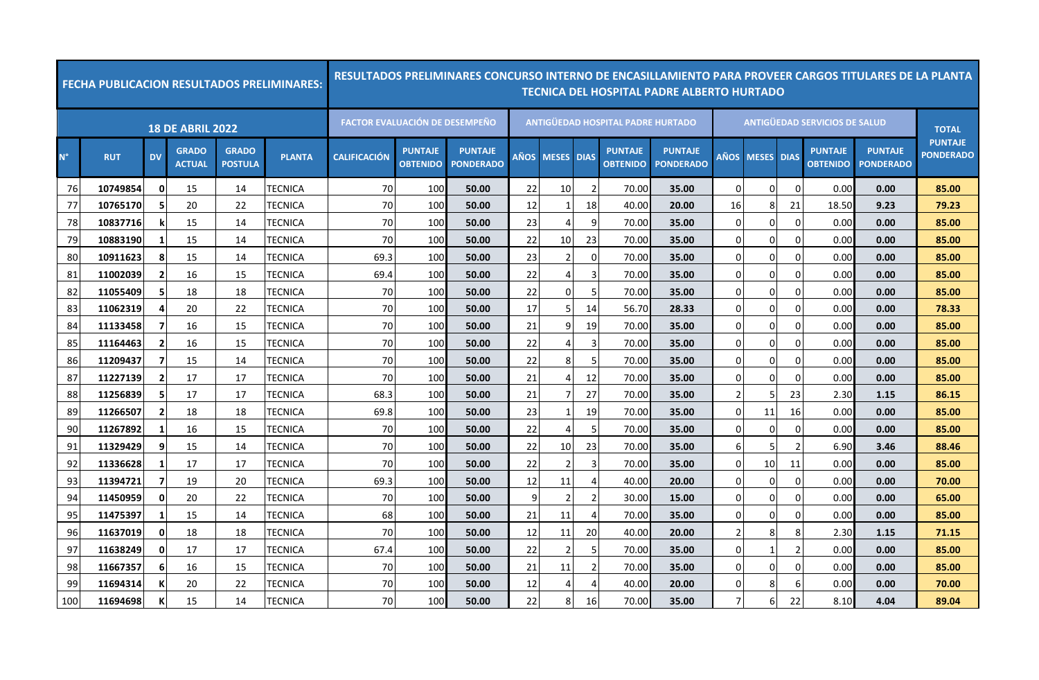| FECHA PUBLICACION RESULTADOS PRELIMINARES: | | | | | | RESULTADOS PRELIMINARES CONCURSO INTERNO DE ENCASILLAMIENTO PARA PROVEER CARGOS TITULARES DE LA PLANTA TECNICA DEL HOSPITAL PADRE ALBERTO HURTADO | | | | | | | | | | | | | | | |
|---|---|---|---|---|---|---|---|---|---|---|---|---|---|---|---|---|---|---|---|---|
| 18 DE ABRIL 2022 | | | | | | FACTOR EVALUACIÓN DE DESEMPEÑO | | | ANTIGÜEDAD HOSPITAL PADRE HURTADO | | | | | ANTIGÜEDAD SERVICIOS DE SALUD | | | | | TOTAL |
| N° | RUT | DV | GRADO ACTUAL | GRADO POSTULA | PLANTA | CALIFICACIÓN | PUNTAJE OBTENIDO | PUNTAJE PONDERADO | AÑOS | MESES | DIAS | PUNTAJE OBTENIDO | PUNTAJE PONDERADO | AÑOS | MESES | DIAS | PUNTAJE OBTENIDO | PUNTAJE PONDERADO | PUNTAJE PONDERADO |
| 76 | 10749854 | 0 | 15 | 14 | TECNICA | 70 | 100 | 50.00 | 22 | 10 | 2 | 70.00 | 35.00 | 0 | 0 | 0 | 0.00 | 0.00 | 85.00 |
| 77 | 10765170 | 5 | 20 | 22 | TECNICA | 70 | 100 | 50.00 | 12 | 1 | 18 | 40.00 | 20.00 | 16 | 8 | 21 | 18.50 | 9.23 | 79.23 |
| 78 | 10837716 | k | 15 | 14 | TECNICA | 70 | 100 | 50.00 | 23 | 4 | 9 | 70.00 | 35.00 | 0 | 0 | 0 | 0.00 | 0.00 | 85.00 |
| 79 | 10883190 | 1 | 15 | 14 | TECNICA | 70 | 100 | 50.00 | 22 | 10 | 23 | 70.00 | 35.00 | 0 | 0 | 0 | 0.00 | 0.00 | 85.00 |
| 80 | 10911623 | 8 | 15 | 14 | TECNICA | 69.3 | 100 | 50.00 | 23 | 2 | 0 | 70.00 | 35.00 | 0 | 0 | 0 | 0.00 | 0.00 | 85.00 |
| 81 | 11002039 | 2 | 16 | 15 | TECNICA | 69.4 | 100 | 50.00 | 22 | 4 | 3 | 70.00 | 35.00 | 0 | 0 | 0 | 0.00 | 0.00 | 85.00 |
| 82 | 11055409 | 5 | 18 | 18 | TECNICA | 70 | 100 | 50.00 | 22 | 0 | 5 | 70.00 | 35.00 | 0 | 0 | 0 | 0.00 | 0.00 | 85.00 |
| 83 | 11062319 | 4 | 20 | 22 | TECNICA | 70 | 100 | 50.00 | 17 | 5 | 14 | 56.70 | 28.33 | 0 | 0 | 0 | 0.00 | 0.00 | 78.33 |
| 84 | 11133458 | 7 | 16 | 15 | TECNICA | 70 | 100 | 50.00 | 21 | 9 | 19 | 70.00 | 35.00 | 0 | 0 | 0 | 0.00 | 0.00 | 85.00 |
| 85 | 11164463 | 2 | 16 | 15 | TECNICA | 70 | 100 | 50.00 | 22 | 4 | 3 | 70.00 | 35.00 | 0 | 0 | 0 | 0.00 | 0.00 | 85.00 |
| 86 | 11209437 | 7 | 15 | 14 | TECNICA | 70 | 100 | 50.00 | 22 | 8 | 5 | 70.00 | 35.00 | 0 | 0 | 0 | 0.00 | 0.00 | 85.00 |
| 87 | 11227139 | 2 | 17 | 17 | TECNICA | 70 | 100 | 50.00 | 21 | 4 | 12 | 70.00 | 35.00 | 0 | 0 | 0 | 0.00 | 0.00 | 85.00 |
| 88 | 11256839 | 5 | 17 | 17 | TECNICA | 68.3 | 100 | 50.00 | 21 | 7 | 27 | 70.00 | 35.00 | 2 | 5 | 23 | 2.30 | 1.15 | 86.15 |
| 89 | 11266507 | 2 | 18 | 18 | TECNICA | 69.8 | 100 | 50.00 | 23 | 1 | 19 | 70.00 | 35.00 | 0 | 11 | 16 | 0.00 | 0.00 | 85.00 |
| 90 | 11267892 | 1 | 16 | 15 | TECNICA | 70 | 100 | 50.00 | 22 | 4 | 5 | 70.00 | 35.00 | 0 | 0 | 0 | 0.00 | 0.00 | 85.00 |
| 91 | 11329429 | 9 | 15 | 14 | TECNICA | 70 | 100 | 50.00 | 22 | 10 | 23 | 70.00 | 35.00 | 6 | 5 | 2 | 6.90 | 3.46 | 88.46 |
| 92 | 11336628 | 1 | 17 | 17 | TECNICA | 70 | 100 | 50.00 | 22 | 2 | 3 | 70.00 | 35.00 | 0 | 10 | 11 | 0.00 | 0.00 | 85.00 |
| 93 | 11394721 | 7 | 19 | 20 | TECNICA | 69.3 | 100 | 50.00 | 12 | 11 | 4 | 40.00 | 20.00 | 0 | 0 | 0 | 0.00 | 0.00 | 70.00 |
| 94 | 11450959 | 0 | 20 | 22 | TECNICA | 70 | 100 | 50.00 | 9 | 2 | 2 | 30.00 | 15.00 | 0 | 0 | 0 | 0.00 | 0.00 | 65.00 |
| 95 | 11475397 | 1 | 15 | 14 | TECNICA | 68 | 100 | 50.00 | 21 | 11 | 4 | 70.00 | 35.00 | 0 | 0 | 0 | 0.00 | 0.00 | 85.00 |
| 96 | 11637019 | 0 | 18 | 18 | TECNICA | 70 | 100 | 50.00 | 12 | 11 | 20 | 40.00 | 20.00 | 2 | 8 | 8 | 2.30 | 1.15 | 71.15 |
| 97 | 11638249 | 0 | 17 | 17 | TECNICA | 67.4 | 100 | 50.00 | 22 | 2 | 5 | 70.00 | 35.00 | 0 | 1 | 2 | 0.00 | 0.00 | 85.00 |
| 98 | 11667357 | 6 | 16 | 15 | TECNICA | 70 | 100 | 50.00 | 21 | 11 | 2 | 70.00 | 35.00 | 0 | 0 | 0 | 0.00 | 0.00 | 85.00 |
| 99 | 11694314 | K | 20 | 22 | TECNICA | 70 | 100 | 50.00 | 12 | 4 | 4 | 40.00 | 20.00 | 0 | 8 | 6 | 0.00 | 0.00 | 70.00 |
| 100 | 11694698 | K | 15 | 14 | TECNICA | 70 | 100 | 50.00 | 22 | 8 | 16 | 70.00 | 35.00 | 7 | 6 | 22 | 8.10 | 4.04 | 89.04 |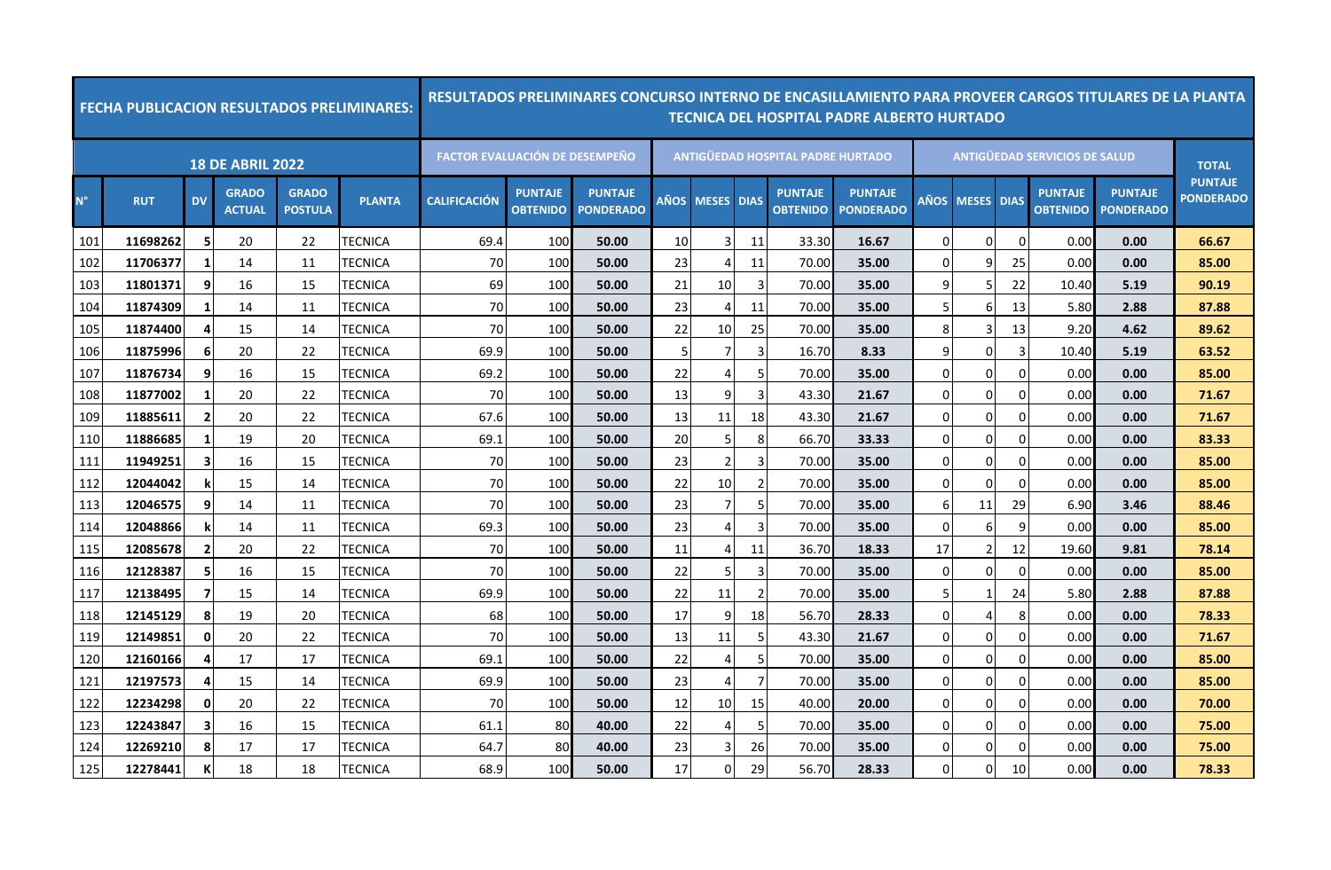| FECHA PUBLICACION RESULTADOS PRELIMINARES: | | | | | | RESULTADOS PRELIMINARES CONCURSO INTERNO DE ENCASILLAMIENTO PARA PROVEER CARGOS TITULARES DE LA PLANTA TECNICA DEL HOSPITAL PADRE ALBERTO HURTADO | | | | | | | | | | | | | | | |
|---|---|---|---|---|---|---|---|---|---|---|---|---|---|---|---|---|---|---|---|---|
| 18 DE ABRIL 2022 | | | | | | FACTOR EVALUACIÓN DE DESEMPEÑO | | | ANTIGÜEDAD HOSPITAL PADRE HURTADO | | | | | ANTIGÜEDAD SERVICIOS DE SALUD | | | | | TOTAL PUNTAJE PONDERADO |
| N° | RUT | DV | GRADO ACTUAL | GRADO POSTULA | PLANTA | CALIFICACIÓN | PUNTAJE OBTENIDO | PUNTAJE PONDERADO | AÑOS | MESES | DIAS | PUNTAJE OBTENIDO | PUNTAJE PONDERADO | AÑOS | MESES | DIAS | PUNTAJE OBTENIDO | PUNTAJE PONDERADO | |
| 101 | 11698262 | 5 | 20 | 22 | TECNICA | 69.4 | 100 | 50.00 | 10 | 3 | 11 | 33.30 | 16.67 | 0 | 0 | 0 | 0.00 | 0.00 | 66.67 |
| 102 | 11706377 | 1 | 14 | 11 | TECNICA | 70 | 100 | 50.00 | 23 | 4 | 11 | 70.00 | 35.00 | 0 | 9 | 25 | 0.00 | 0.00 | 85.00 |
| 103 | 11801371 | 9 | 16 | 15 | TECNICA | 69 | 100 | 50.00 | 21 | 10 | 3 | 70.00 | 35.00 | 9 | 5 | 22 | 10.40 | 5.19 | 90.19 |
| 104 | 11874309 | 1 | 14 | 11 | TECNICA | 70 | 100 | 50.00 | 23 | 4 | 11 | 70.00 | 35.00 | 5 | 6 | 13 | 5.80 | 2.88 | 87.88 |
| 105 | 11874400 | 4 | 15 | 14 | TECNICA | 70 | 100 | 50.00 | 22 | 10 | 25 | 70.00 | 35.00 | 8 | 3 | 13 | 9.20 | 4.62 | 89.62 |
| 106 | 11875996 | 6 | 20 | 22 | TECNICA | 69.9 | 100 | 50.00 | 5 | 7 | 3 | 16.70 | 8.33 | 9 | 0 | 3 | 10.40 | 5.19 | 63.52 |
| 107 | 11876734 | 9 | 16 | 15 | TECNICA | 69.2 | 100 | 50.00 | 22 | 4 | 5 | 70.00 | 35.00 | 0 | 0 | 0 | 0.00 | 0.00 | 85.00 |
| 108 | 11877002 | 1 | 20 | 22 | TECNICA | 70 | 100 | 50.00 | 13 | 9 | 3 | 43.30 | 21.67 | 0 | 0 | 0 | 0.00 | 0.00 | 71.67 |
| 109 | 11885611 | 2 | 20 | 22 | TECNICA | 67.6 | 100 | 50.00 | 13 | 11 | 18 | 43.30 | 21.67 | 0 | 0 | 0 | 0.00 | 0.00 | 71.67 |
| 110 | 11886685 | 1 | 19 | 20 | TECNICA | 69.1 | 100 | 50.00 | 20 | 5 | 8 | 66.70 | 33.33 | 0 | 0 | 0 | 0.00 | 0.00 | 83.33 |
| 111 | 11949251 | 3 | 16 | 15 | TECNICA | 70 | 100 | 50.00 | 23 | 2 | 3 | 70.00 | 35.00 | 0 | 0 | 0 | 0.00 | 0.00 | 85.00 |
| 112 | 12044042 | k | 15 | 14 | TECNICA | 70 | 100 | 50.00 | 22 | 10 | 2 | 70.00 | 35.00 | 0 | 0 | 0 | 0.00 | 0.00 | 85.00 |
| 113 | 12046575 | 9 | 14 | 11 | TECNICA | 70 | 100 | 50.00 | 23 | 7 | 5 | 70.00 | 35.00 | 6 | 11 | 29 | 6.90 | 3.46 | 88.46 |
| 114 | 12048866 | k | 14 | 11 | TECNICA | 69.3 | 100 | 50.00 | 23 | 4 | 3 | 70.00 | 35.00 | 0 | 6 | 9 | 0.00 | 0.00 | 85.00 |
| 115 | 12085678 | 2 | 20 | 22 | TECNICA | 70 | 100 | 50.00 | 11 | 4 | 11 | 36.70 | 18.33 | 17 | 2 | 12 | 19.60 | 9.81 | 78.14 |
| 116 | 12128387 | 5 | 16 | 15 | TECNICA | 70 | 100 | 50.00 | 22 | 5 | 3 | 70.00 | 35.00 | 0 | 0 | 0 | 0.00 | 0.00 | 85.00 |
| 117 | 12138495 | 7 | 15 | 14 | TECNICA | 69.9 | 100 | 50.00 | 22 | 11 | 2 | 70.00 | 35.00 | 5 | 1 | 24 | 5.80 | 2.88 | 87.88 |
| 118 | 12145129 | 8 | 19 | 20 | TECNICA | 68 | 100 | 50.00 | 17 | 9 | 18 | 56.70 | 28.33 | 0 | 4 | 8 | 0.00 | 0.00 | 78.33 |
| 119 | 12149851 | 0 | 20 | 22 | TECNICA | 70 | 100 | 50.00 | 13 | 11 | 5 | 43.30 | 21.67 | 0 | 0 | 0 | 0.00 | 0.00 | 71.67 |
| 120 | 12160166 | 4 | 17 | 17 | TECNICA | 69.1 | 100 | 50.00 | 22 | 4 | 5 | 70.00 | 35.00 | 0 | 0 | 0 | 0.00 | 0.00 | 85.00 |
| 121 | 12197573 | 4 | 15 | 14 | TECNICA | 69.9 | 100 | 50.00 | 23 | 4 | 7 | 70.00 | 35.00 | 0 | 0 | 0 | 0.00 | 0.00 | 85.00 |
| 122 | 12234298 | 0 | 20 | 22 | TECNICA | 70 | 100 | 50.00 | 12 | 10 | 15 | 40.00 | 20.00 | 0 | 0 | 0 | 0.00 | 0.00 | 70.00 |
| 123 | 12243847 | 3 | 16 | 15 | TECNICA | 61.1 | 80 | 40.00 | 22 | 4 | 5 | 70.00 | 35.00 | 0 | 0 | 0 | 0.00 | 0.00 | 75.00 |
| 124 | 12269210 | 8 | 17 | 17 | TECNICA | 64.7 | 80 | 40.00 | 23 | 3 | 26 | 70.00 | 35.00 | 0 | 0 | 0 | 0.00 | 0.00 | 75.00 |
| 125 | 12278441 | K | 18 | 18 | TECNICA | 68.9 | 100 | 50.00 | 17 | 0 | 29 | 56.70 | 28.33 | 0 | 0 | 10 | 0.00 | 0.00 | 78.33 |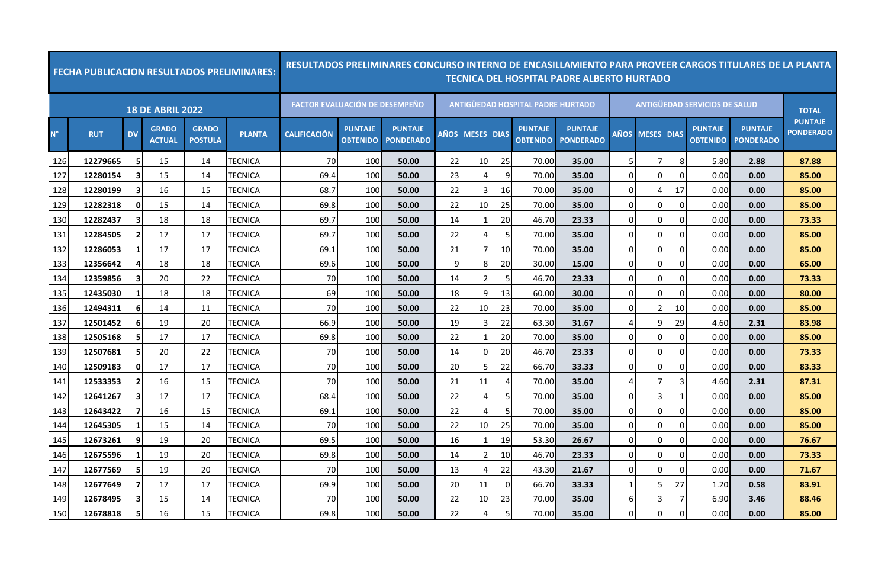| FECHA PUBLICACION RESULTADOS PRELIMINARES: | | | | | | RESULTADOS PRELIMINARES CONCURSO INTERNO DE ENCASILLAMIENTO PARA PROVEER CARGOS TITULARES DE LA PLANTA TECNICA DEL HOSPITAL PADRE ALBERTO HURTADO | | | | | | | | | | | | | | | |
|---|---|---|---|---|---|---|---|---|---|---|---|---|---|---|---|---|---|---|---|---|
| 18 DE ABRIL 2022 | | | | | | FACTOR EVALUACIÓN DE DESEMPEÑO | | | ANTIGÜEDAD HOSPITAL PADRE HURTADO | | | | | ANTIGÜEDAD SERVICIOS DE SALUD | | | | | TOTAL |
| N° | RUT | DV | GRADO ACTUAL | GRADO POSTULA | PLANTA | CALIFICACIÓN | PUNTAJE OBTENIDO | PUNTAJE PONDERADO | AÑOS | MESES | DIAS | PUNTAJE OBTENIDO | PUNTAJE PONDERADO | AÑOS | MESES | DIAS | PUNTAJE OBTENIDO | PUNTAJE PONDERADO | PUNTAJE PONDERADO |
| 126 | 12279665 | 5 | 15 | 14 | TECNICA | 70 | 100 | 50.00 | 22 | 10 | 25 | 70.00 | 35.00 | 5 | 7 | 8 | 5.80 | 2.88 | 87.88 |
| 127 | 12280154 | 3 | 15 | 14 | TECNICA | 69.4 | 100 | 50.00 | 23 | 4 | 9 | 70.00 | 35.00 | 0 | 0 | 0 | 0.00 | 0.00 | 85.00 |
| 128 | 12280199 | 3 | 16 | 15 | TECNICA | 68.7 | 100 | 50.00 | 22 | 3 | 16 | 70.00 | 35.00 | 0 | 4 | 17 | 0.00 | 0.00 | 85.00 |
| 129 | 12282318 | 0 | 15 | 14 | TECNICA | 69.8 | 100 | 50.00 | 22 | 10 | 25 | 70.00 | 35.00 | 0 | 0 | 0 | 0.00 | 0.00 | 85.00 |
| 130 | 12282437 | 3 | 18 | 18 | TECNICA | 69.7 | 100 | 50.00 | 14 | 1 | 20 | 46.70 | 23.33 | 0 | 0 | 0 | 0.00 | 0.00 | 73.33 |
| 131 | 12284505 | 2 | 17 | 17 | TECNICA | 69.7 | 100 | 50.00 | 22 | 4 | 5 | 70.00 | 35.00 | 0 | 0 | 0 | 0.00 | 0.00 | 85.00 |
| 132 | 12286053 | 1 | 17 | 17 | TECNICA | 69.1 | 100 | 50.00 | 21 | 7 | 10 | 70.00 | 35.00 | 0 | 0 | 0 | 0.00 | 0.00 | 85.00 |
| 133 | 12356642 | 4 | 18 | 18 | TECNICA | 69.6 | 100 | 50.00 | 9 | 8 | 20 | 30.00 | 15.00 | 0 | 0 | 0 | 0.00 | 0.00 | 65.00 |
| 134 | 12359856 | 3 | 20 | 22 | TECNICA | 70 | 100 | 50.00 | 14 | 2 | 5 | 46.70 | 23.33 | 0 | 0 | 0 | 0.00 | 0.00 | 73.33 |
| 135 | 12435030 | 1 | 18 | 18 | TECNICA | 69 | 100 | 50.00 | 18 | 9 | 13 | 60.00 | 30.00 | 0 | 0 | 0 | 0.00 | 0.00 | 80.00 |
| 136 | 12494311 | 6 | 14 | 11 | TECNICA | 70 | 100 | 50.00 | 22 | 10 | 23 | 70.00 | 35.00 | 0 | 2 | 10 | 0.00 | 0.00 | 85.00 |
| 137 | 12501452 | 6 | 19 | 20 | TECNICA | 66.9 | 100 | 50.00 | 19 | 3 | 22 | 63.30 | 31.67 | 4 | 9 | 29 | 4.60 | 2.31 | 83.98 |
| 138 | 12505168 | 5 | 17 | 17 | TECNICA | 69.8 | 100 | 50.00 | 22 | 1 | 20 | 70.00 | 35.00 | 0 | 0 | 0 | 0.00 | 0.00 | 85.00 |
| 139 | 12507681 | 5 | 20 | 22 | TECNICA | 70 | 100 | 50.00 | 14 | 0 | 20 | 46.70 | 23.33 | 0 | 0 | 0 | 0.00 | 0.00 | 73.33 |
| 140 | 12509183 | 0 | 17 | 17 | TECNICA | 70 | 100 | 50.00 | 20 | 5 | 22 | 66.70 | 33.33 | 0 | 0 | 0 | 0.00 | 0.00 | 83.33 |
| 141 | 12533353 | 2 | 16 | 15 | TECNICA | 70 | 100 | 50.00 | 21 | 11 | 4 | 70.00 | 35.00 | 4 | 7 | 3 | 4.60 | 2.31 | 87.31 |
| 142 | 12641267 | 3 | 17 | 17 | TECNICA | 68.4 | 100 | 50.00 | 22 | 4 | 5 | 70.00 | 35.00 | 0 | 3 | 1 | 0.00 | 0.00 | 85.00 |
| 143 | 12643422 | 7 | 16 | 15 | TECNICA | 69.1 | 100 | 50.00 | 22 | 4 | 5 | 70.00 | 35.00 | 0 | 0 | 0 | 0.00 | 0.00 | 85.00 |
| 144 | 12645305 | 1 | 15 | 14 | TECNICA | 70 | 100 | 50.00 | 22 | 10 | 25 | 70.00 | 35.00 | 0 | 0 | 0 | 0.00 | 0.00 | 85.00 |
| 145 | 12673261 | 9 | 19 | 20 | TECNICA | 69.5 | 100 | 50.00 | 16 | 1 | 19 | 53.30 | 26.67 | 0 | 0 | 0 | 0.00 | 0.00 | 76.67 |
| 146 | 12675596 | 1 | 19 | 20 | TECNICA | 69.8 | 100 | 50.00 | 14 | 2 | 10 | 46.70 | 23.33 | 0 | 0 | 0 | 0.00 | 0.00 | 73.33 |
| 147 | 12677569 | 5 | 19 | 20 | TECNICA | 70 | 100 | 50.00 | 13 | 4 | 22 | 43.30 | 21.67 | 0 | 0 | 0 | 0.00 | 0.00 | 71.67 |
| 148 | 12677649 | 7 | 17 | 17 | TECNICA | 69.9 | 100 | 50.00 | 20 | 11 | 0 | 66.70 | 33.33 | 1 | 5 | 27 | 1.20 | 0.58 | 83.91 |
| 149 | 12678495 | 3 | 15 | 14 | TECNICA | 70 | 100 | 50.00 | 22 | 10 | 23 | 70.00 | 35.00 | 6 | 3 | 7 | 6.90 | 3.46 | 88.46 |
| 150 | 12678818 | 5 | 16 | 15 | TECNICA | 69.8 | 100 | 50.00 | 22 | 4 | 5 | 70.00 | 35.00 | 0 | 0 | 0 | 0.00 | 0.00 | 85.00 |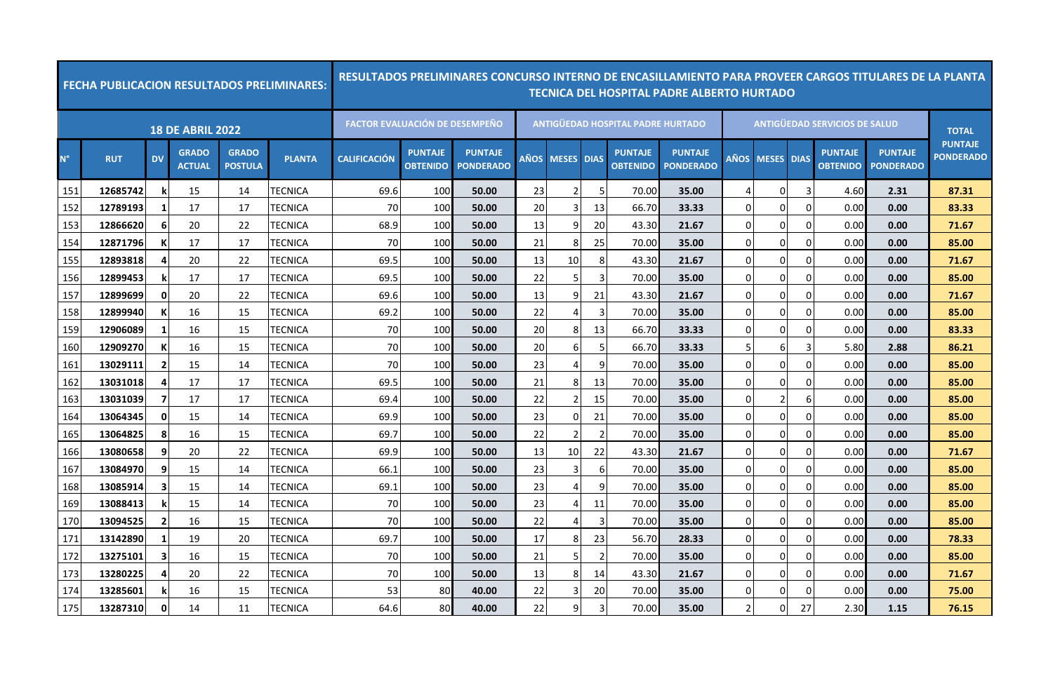| FECHA PUBLICACION RESULTADOS PRELIMINARES: | | | | | | RESULTADOS PRELIMINARES CONCURSO INTERNO DE ENCASILLAMIENTO PARA PROVEER CARGOS TITULARES DE LA PLANTA TECNICA DEL HOSPITAL PADRE ALBERTO HURTADO | | | | | | | | | | | | | | | |
|---|---|---|---|---|---|---|---|---|---|---|---|---|---|---|---|---|---|---|---|
| 18 DE ABRIL 2022 | | | | | | FACTOR EVALUACIÓN DE DESEMPEÑO | | | ANTIGÜEDAD HOSPITAL PADRE HURTADO | | | | | ANTIGÜEDAD SERVICIOS DE SALUD | | | | | TOTAL |
| N° | RUT | DV | GRADO ACTUAL | GRADO POSTULA | PLANTA | CALIFICACIÓN | PUNTAJE OBTENIDO | PUNTAJE PONDERADO | AÑOS | MESES | DIAS | PUNTAJE OBTENIDO | PUNTAJE PONDERADO | AÑOS | MESES | DIAS | PUNTAJE OBTENIDO | PUNTAJE PONDERADO | PUNTAJE PONDERADO |
| 151 | 12685742 | k | 15 | 14 | TECNICA | 69.6 | 100 | 50.00 | 23 | 2 | 5 | 70.00 | 35.00 | 4 | 0 | 3 | 4.60 | 2.31 | 87.31 |
| 152 | 12789193 | 1 | 17 | 17 | TECNICA | 70 | 100 | 50.00 | 20 | 3 | 13 | 66.70 | 33.33 | 0 | 0 | 0 | 0.00 | 0.00 | 83.33 |
| 153 | 12866620 | 6 | 20 | 22 | TECNICA | 68.9 | 100 | 50.00 | 13 | 9 | 20 | 43.30 | 21.67 | 0 | 0 | 0 | 0.00 | 0.00 | 71.67 |
| 154 | 12871796 | K | 17 | 17 | TECNICA | 70 | 100 | 50.00 | 21 | 8 | 25 | 70.00 | 35.00 | 0 | 0 | 0 | 0.00 | 0.00 | 85.00 |
| 155 | 12893818 | 4 | 20 | 22 | TECNICA | 69.5 | 100 | 50.00 | 13 | 10 | 8 | 43.30 | 21.67 | 0 | 0 | 0 | 0.00 | 0.00 | 71.67 |
| 156 | 12899453 | k | 17 | 17 | TECNICA | 69.5 | 100 | 50.00 | 22 | 5 | 3 | 70.00 | 35.00 | 0 | 0 | 0 | 0.00 | 0.00 | 85.00 |
| 157 | 12899699 | 0 | 20 | 22 | TECNICA | 69.6 | 100 | 50.00 | 13 | 9 | 21 | 43.30 | 21.67 | 0 | 0 | 0 | 0.00 | 0.00 | 71.67 |
| 158 | 12899940 | K | 16 | 15 | TECNICA | 69.2 | 100 | 50.00 | 22 | 4 | 3 | 70.00 | 35.00 | 0 | 0 | 0 | 0.00 | 0.00 | 85.00 |
| 159 | 12906089 | 1 | 16 | 15 | TECNICA | 70 | 100 | 50.00 | 20 | 8 | 13 | 66.70 | 33.33 | 0 | 0 | 0 | 0.00 | 0.00 | 83.33 |
| 160 | 12909270 | K | 16 | 15 | TECNICA | 70 | 100 | 50.00 | 20 | 6 | 5 | 66.70 | 33.33 | 5 | 6 | 3 | 5.80 | 2.88 | 86.21 |
| 161 | 13029111 | 2 | 15 | 14 | TECNICA | 70 | 100 | 50.00 | 23 | 4 | 9 | 70.00 | 35.00 | 0 | 0 | 0 | 0.00 | 0.00 | 85.00 |
| 162 | 13031018 | 4 | 17 | 17 | TECNICA | 69.5 | 100 | 50.00 | 21 | 8 | 13 | 70.00 | 35.00 | 0 | 0 | 0 | 0.00 | 0.00 | 85.00 |
| 163 | 13031039 | 7 | 17 | 17 | TECNICA | 69.4 | 100 | 50.00 | 22 | 2 | 15 | 70.00 | 35.00 | 0 | 2 | 6 | 0.00 | 0.00 | 85.00 |
| 164 | 13064345 | 0 | 15 | 14 | TECNICA | 69.9 | 100 | 50.00 | 23 | 0 | 21 | 70.00 | 35.00 | 0 | 0 | 0 | 0.00 | 0.00 | 85.00 |
| 165 | 13064825 | 8 | 16 | 15 | TECNICA | 69.7 | 100 | 50.00 | 22 | 2 | 2 | 70.00 | 35.00 | 0 | 0 | 0 | 0.00 | 0.00 | 85.00 |
| 166 | 13080658 | 9 | 20 | 22 | TECNICA | 69.9 | 100 | 50.00 | 13 | 10 | 22 | 43.30 | 21.67 | 0 | 0 | 0 | 0.00 | 0.00 | 71.67 |
| 167 | 13084970 | 9 | 15 | 14 | TECNICA | 66.1 | 100 | 50.00 | 23 | 3 | 6 | 70.00 | 35.00 | 0 | 0 | 0 | 0.00 | 0.00 | 85.00 |
| 168 | 13085914 | 3 | 15 | 14 | TECNICA | 69.1 | 100 | 50.00 | 23 | 4 | 9 | 70.00 | 35.00 | 0 | 0 | 0 | 0.00 | 0.00 | 85.00 |
| 169 | 13088413 | k | 15 | 14 | TECNICA | 70 | 100 | 50.00 | 23 | 4 | 11 | 70.00 | 35.00 | 0 | 0 | 0 | 0.00 | 0.00 | 85.00 |
| 170 | 13094525 | 2 | 16 | 15 | TECNICA | 70 | 100 | 50.00 | 22 | 4 | 3 | 70.00 | 35.00 | 0 | 0 | 0 | 0.00 | 0.00 | 85.00 |
| 171 | 13142890 | 1 | 19 | 20 | TECNICA | 69.7 | 100 | 50.00 | 17 | 8 | 23 | 56.70 | 28.33 | 0 | 0 | 0 | 0.00 | 0.00 | 78.33 |
| 172 | 13275101 | 3 | 16 | 15 | TECNICA | 70 | 100 | 50.00 | 21 | 5 | 2 | 70.00 | 35.00 | 0 | 0 | 0 | 0.00 | 0.00 | 85.00 |
| 173 | 13280225 | 4 | 20 | 22 | TECNICA | 70 | 100 | 50.00 | 13 | 8 | 14 | 43.30 | 21.67 | 0 | 0 | 0 | 0.00 | 0.00 | 71.67 |
| 174 | 13285601 | k | 16 | 15 | TECNICA | 53 | 80 | 40.00 | 22 | 3 | 20 | 70.00 | 35.00 | 0 | 0 | 0 | 0.00 | 0.00 | 75.00 |
| 175 | 13287310 | 0 | 14 | 11 | TECNICA | 64.6 | 80 | 40.00 | 22 | 9 | 3 | 70.00 | 35.00 | 2 | 0 | 27 | 2.30 | 1.15 | 76.15 |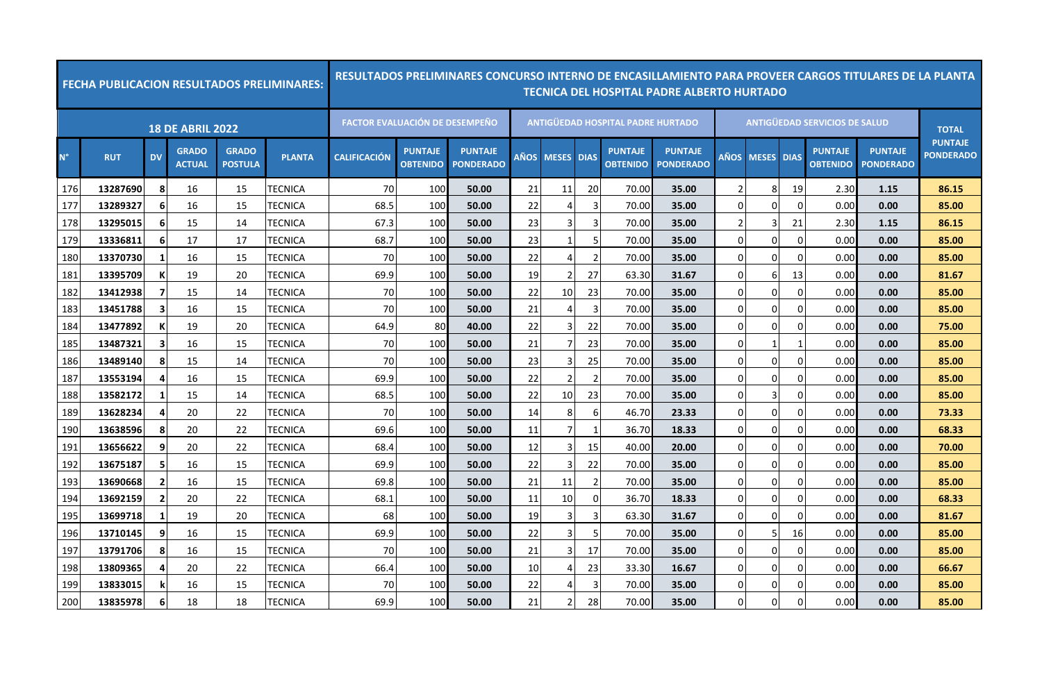| FECHA PUBLICACION RESULTADOS PRELIMINARES: | | | | | | RESULTADOS PRELIMINARES CONCURSO INTERNO DE ENCASILLAMIENTO PARA PROVEER CARGOS TITULARES DE LA PLANTA TECNICA DEL HOSPITAL PADRE ALBERTO HURTADO | | | | | | | | | | | | | | | |
|---|---|---|---|---|---|---|---|---|---|---|---|---|---|---|---|---|---|---|---|---|
| 18 DE ABRIL 2022 | | | | | | FACTOR EVALUACIÓN DE DESEMPEÑO | | | ANTIGÜEDAD HOSPITAL PADRE HURTADO | | | | | ANTIGÜEDAD SERVICIOS DE SALUD | | | | | | TOTAL |
| N° | RUT | DV | GRADO ACTUAL | GRADO POSTULA | PLANTA | CALIFICACIÓN | PUNTAJE OBTENIDO | PUNTAJE PONDERADO | AÑOS | MESES | DIAS | PUNTAJE OBTENIDO | PUNTAJE PONDERADO | AÑOS | MESES | DIAS | PUNTAJE OBTENIDO | PUNTAJE PONDERADO | PUNTAJE PONDERADO |
| 176 | 13287690 | 8 | 16 | 15 | TECNICA | 70 | 100 | 50.00 | 21 | 11 | 20 | 70.00 | 35.00 | 2 | 8 | 19 | 2.30 | 1.15 | 86.15 |
| 177 | 13289327 | 6 | 16 | 15 | TECNICA | 68.5 | 100 | 50.00 | 22 | 4 | 3 | 70.00 | 35.00 | 0 | 0 | 0 | 0.00 | 0.00 | 85.00 |
| 178 | 13295015 | 6 | 15 | 14 | TECNICA | 67.3 | 100 | 50.00 | 23 | 3 | 3 | 70.00 | 35.00 | 2 | 3 | 21 | 2.30 | 1.15 | 86.15 |
| 179 | 13336811 | 6 | 17 | 17 | TECNICA | 68.7 | 100 | 50.00 | 23 | 1 | 5 | 70.00 | 35.00 | 0 | 0 | 0 | 0.00 | 0.00 | 85.00 |
| 180 | 13370730 | 1 | 16 | 15 | TECNICA | 70 | 100 | 50.00 | 22 | 4 | 2 | 70.00 | 35.00 | 0 | 0 | 0 | 0.00 | 0.00 | 85.00 |
| 181 | 13395709 | K | 19 | 20 | TECNICA | 69.9 | 100 | 50.00 | 19 | 2 | 27 | 63.30 | 31.67 | 0 | 6 | 13 | 0.00 | 0.00 | 81.67 |
| 182 | 13412938 | 7 | 15 | 14 | TECNICA | 70 | 100 | 50.00 | 22 | 10 | 23 | 70.00 | 35.00 | 0 | 0 | 0 | 0.00 | 0.00 | 85.00 |
| 183 | 13451788 | 3 | 16 | 15 | TECNICA | 70 | 100 | 50.00 | 21 | 4 | 3 | 70.00 | 35.00 | 0 | 0 | 0 | 0.00 | 0.00 | 85.00 |
| 184 | 13477892 | K | 19 | 20 | TECNICA | 64.9 | 80 | 40.00 | 22 | 3 | 22 | 70.00 | 35.00 | 0 | 0 | 0 | 0.00 | 0.00 | 75.00 |
| 185 | 13487321 | 3 | 16 | 15 | TECNICA | 70 | 100 | 50.00 | 21 | 7 | 23 | 70.00 | 35.00 | 0 | 1 | 1 | 0.00 | 0.00 | 85.00 |
| 186 | 13489140 | 8 | 15 | 14 | TECNICA | 70 | 100 | 50.00 | 23 | 3 | 25 | 70.00 | 35.00 | 0 | 0 | 0 | 0.00 | 0.00 | 85.00 |
| 187 | 13553194 | 4 | 16 | 15 | TECNICA | 69.9 | 100 | 50.00 | 22 | 2 | 2 | 70.00 | 35.00 | 0 | 0 | 0 | 0.00 | 0.00 | 85.00 |
| 188 | 13582172 | 1 | 15 | 14 | TECNICA | 68.5 | 100 | 50.00 | 22 | 10 | 23 | 70.00 | 35.00 | 0 | 3 | 0 | 0.00 | 0.00 | 85.00 |
| 189 | 13628234 | 4 | 20 | 22 | TECNICA | 70 | 100 | 50.00 | 14 | 8 | 6 | 46.70 | 23.33 | 0 | 0 | 0 | 0.00 | 0.00 | 73.33 |
| 190 | 13638596 | 8 | 20 | 22 | TECNICA | 69.6 | 100 | 50.00 | 11 | 7 | 1 | 36.70 | 18.33 | 0 | 0 | 0 | 0.00 | 0.00 | 68.33 |
| 191 | 13656622 | 9 | 20 | 22 | TECNICA | 68.4 | 100 | 50.00 | 12 | 3 | 15 | 40.00 | 20.00 | 0 | 0 | 0 | 0.00 | 0.00 | 70.00 |
| 192 | 13675187 | 5 | 16 | 15 | TECNICA | 69.9 | 100 | 50.00 | 22 | 3 | 22 | 70.00 | 35.00 | 0 | 0 | 0 | 0.00 | 0.00 | 85.00 |
| 193 | 13690668 | 2 | 16 | 15 | TECNICA | 69.8 | 100 | 50.00 | 21 | 11 | 2 | 70.00 | 35.00 | 0 | 0 | 0 | 0.00 | 0.00 | 85.00 |
| 194 | 13692159 | 2 | 20 | 22 | TECNICA | 68.1 | 100 | 50.00 | 11 | 10 | 0 | 36.70 | 18.33 | 0 | 0 | 0 | 0.00 | 0.00 | 68.33 |
| 195 | 13699718 | 1 | 19 | 20 | TECNICA | 68 | 100 | 50.00 | 19 | 3 | 3 | 63.30 | 31.67 | 0 | 0 | 0 | 0.00 | 0.00 | 81.67 |
| 196 | 13710145 | 9 | 16 | 15 | TECNICA | 69.9 | 100 | 50.00 | 22 | 3 | 5 | 70.00 | 35.00 | 0 | 5 | 16 | 0.00 | 0.00 | 85.00 |
| 197 | 13791706 | 8 | 16 | 15 | TECNICA | 70 | 100 | 50.00 | 21 | 3 | 17 | 70.00 | 35.00 | 0 | 0 | 0 | 0.00 | 0.00 | 85.00 |
| 198 | 13809365 | 4 | 20 | 22 | TECNICA | 66.4 | 100 | 50.00 | 10 | 4 | 23 | 33.30 | 16.67 | 0 | 0 | 0 | 0.00 | 0.00 | 66.67 |
| 199 | 13833015 | k | 16 | 15 | TECNICA | 70 | 100 | 50.00 | 22 | 4 | 3 | 70.00 | 35.00 | 0 | 0 | 0 | 0.00 | 0.00 | 85.00 |
| 200 | 13835978 | 6 | 18 | 18 | TECNICA | 69.9 | 100 | 50.00 | 21 | 2 | 28 | 70.00 | 35.00 | 0 | 0 | 0 | 0.00 | 0.00 | 85.00 |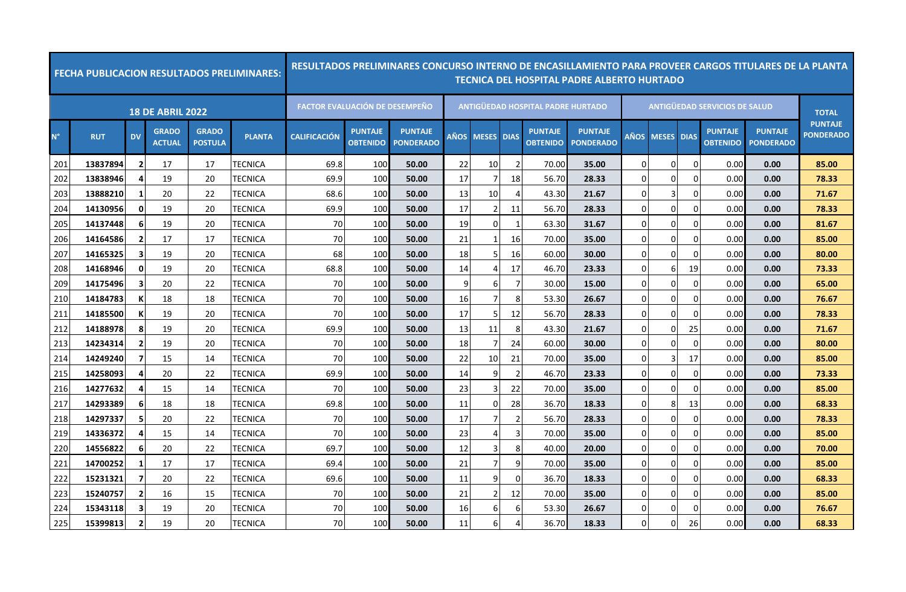| FECHA PUBLICACION RESULTADOS PRELIMINARES: | | | | | | RESULTADOS PRELIMINARES CONCURSO INTERNO DE ENCASILLAMIENTO PARA PROVEER CARGOS TITULARES DE LA PLANTA TECNICA DEL HOSPITAL PADRE ALBERTO HURTADO | | | | | | | | | | | | | | | |
|---|---|---|---|---|---|---|---|---|---|---|---|---|---|---|---|---|---|---|---|
| 18 DE ABRIL 2022 | | | | | | FACTOR EVALUACIÓN DE DESEMPEÑO | | | ANTIGÜEDAD HOSPITAL PADRE HURTADO | | | | | ANTIGÜEDAD SERVICIOS DE SALUD | | | | | TOTAL |
| N° | RUT | DV | GRADO ACTUAL | GRADO POSTULA | PLANTA | CALIFICACIÓN | PUNTAJE OBTENIDO | PUNTAJE PONDERADO | AÑOS | MESES | DIAS | PUNTAJE OBTENIDO | PUNTAJE PONDERADO | AÑOS | MESES | DIAS | PUNTAJE OBTENIDO | PUNTAJE PONDERADO | PUNTAJE PONDERADO |
| 201 | 13837894 | 2 | 17 | 17 | TECNICA | 69.8 | 100 | 50.00 | 22 | 10 | 2 | 70.00 | 35.00 | 0 | 0 | 0 | 0.00 | 0.00 | 85.00 |
| 202 | 13838946 | 4 | 19 | 20 | TECNICA | 69.9 | 100 | 50.00 | 17 | 7 | 18 | 56.70 | 28.33 | 0 | 0 | 0 | 0.00 | 0.00 | 78.33 |
| 203 | 13888210 | 1 | 20 | 22 | TECNICA | 68.6 | 100 | 50.00 | 13 | 10 | 4 | 43.30 | 21.67 | 0 | 3 | 0 | 0.00 | 0.00 | 71.67 |
| 204 | 14130956 | 0 | 19 | 20 | TECNICA | 69.9 | 100 | 50.00 | 17 | 2 | 11 | 56.70 | 28.33 | 0 | 0 | 0 | 0.00 | 0.00 | 78.33 |
| 205 | 14137448 | 6 | 19 | 20 | TECNICA | 70 | 100 | 50.00 | 19 | 0 | 1 | 63.30 | 31.67 | 0 | 0 | 0 | 0.00 | 0.00 | 81.67 |
| 206 | 14164586 | 2 | 17 | 17 | TECNICA | 70 | 100 | 50.00 | 21 | 1 | 16 | 70.00 | 35.00 | 0 | 0 | 0 | 0.00 | 0.00 | 85.00 |
| 207 | 14165325 | 3 | 19 | 20 | TECNICA | 68 | 100 | 50.00 | 18 | 5 | 16 | 60.00 | 30.00 | 0 | 0 | 0 | 0.00 | 0.00 | 80.00 |
| 208 | 14168946 | 0 | 19 | 20 | TECNICA | 68.8 | 100 | 50.00 | 14 | 4 | 17 | 46.70 | 23.33 | 0 | 6 | 19 | 0.00 | 0.00 | 73.33 |
| 209 | 14175496 | 3 | 20 | 22 | TECNICA | 70 | 100 | 50.00 | 9 | 6 | 7 | 30.00 | 15.00 | 0 | 0 | 0 | 0.00 | 0.00 | 65.00 |
| 210 | 14184783 | K | 18 | 18 | TECNICA | 70 | 100 | 50.00 | 16 | 7 | 8 | 53.30 | 26.67 | 0 | 0 | 0 | 0.00 | 0.00 | 76.67 |
| 211 | 14185500 | K | 19 | 20 | TECNICA | 70 | 100 | 50.00 | 17 | 5 | 12 | 56.70 | 28.33 | 0 | 0 | 0 | 0.00 | 0.00 | 78.33 |
| 212 | 14188978 | 8 | 19 | 20 | TECNICA | 69.9 | 100 | 50.00 | 13 | 11 | 8 | 43.30 | 21.67 | 0 | 0 | 25 | 0.00 | 0.00 | 71.67 |
| 213 | 14234314 | 2 | 19 | 20 | TECNICA | 70 | 100 | 50.00 | 18 | 7 | 24 | 60.00 | 30.00 | 0 | 0 | 0 | 0.00 | 0.00 | 80.00 |
| 214 | 14249240 | 7 | 15 | 14 | TECNICA | 70 | 100 | 50.00 | 22 | 10 | 21 | 70.00 | 35.00 | 0 | 3 | 17 | 0.00 | 0.00 | 85.00 |
| 215 | 14258093 | 4 | 20 | 22 | TECNICA | 69.9 | 100 | 50.00 | 14 | 9 | 2 | 46.70 | 23.33 | 0 | 0 | 0 | 0.00 | 0.00 | 73.33 |
| 216 | 14277632 | 4 | 15 | 14 | TECNICA | 70 | 100 | 50.00 | 23 | 3 | 22 | 70.00 | 35.00 | 0 | 0 | 0 | 0.00 | 0.00 | 85.00 |
| 217 | 14293389 | 6 | 18 | 18 | TECNICA | 69.8 | 100 | 50.00 | 11 | 0 | 28 | 36.70 | 18.33 | 0 | 8 | 13 | 0.00 | 0.00 | 68.33 |
| 218 | 14297337 | 5 | 20 | 22 | TECNICA | 70 | 100 | 50.00 | 17 | 7 | 2 | 56.70 | 28.33 | 0 | 0 | 0 | 0.00 | 0.00 | 78.33 |
| 219 | 14336372 | 4 | 15 | 14 | TECNICA | 70 | 100 | 50.00 | 23 | 4 | 3 | 70.00 | 35.00 | 0 | 0 | 0 | 0.00 | 0.00 | 85.00 |
| 220 | 14556822 | 6 | 20 | 22 | TECNICA | 69.7 | 100 | 50.00 | 12 | 3 | 8 | 40.00 | 20.00 | 0 | 0 | 0 | 0.00 | 0.00 | 70.00 |
| 221 | 14700252 | 1 | 17 | 17 | TECNICA | 69.4 | 100 | 50.00 | 21 | 7 | 9 | 70.00 | 35.00 | 0 | 0 | 0 | 0.00 | 0.00 | 85.00 |
| 222 | 15231321 | 7 | 20 | 22 | TECNICA | 69.6 | 100 | 50.00 | 11 | 9 | 0 | 36.70 | 18.33 | 0 | 0 | 0 | 0.00 | 0.00 | 68.33 |
| 223 | 15240757 | 2 | 16 | 15 | TECNICA | 70 | 100 | 50.00 | 21 | 2 | 12 | 70.00 | 35.00 | 0 | 0 | 0 | 0.00 | 0.00 | 85.00 |
| 224 | 15343118 | 3 | 19 | 20 | TECNICA | 70 | 100 | 50.00 | 16 | 6 | 6 | 53.30 | 26.67 | 0 | 0 | 0 | 0.00 | 0.00 | 76.67 |
| 225 | 15399813 | 2 | 19 | 20 | TECNICA | 70 | 100 | 50.00 | 11 | 6 | 4 | 36.70 | 18.33 | 0 | 0 | 26 | 0.00 | 0.00 | 68.33 |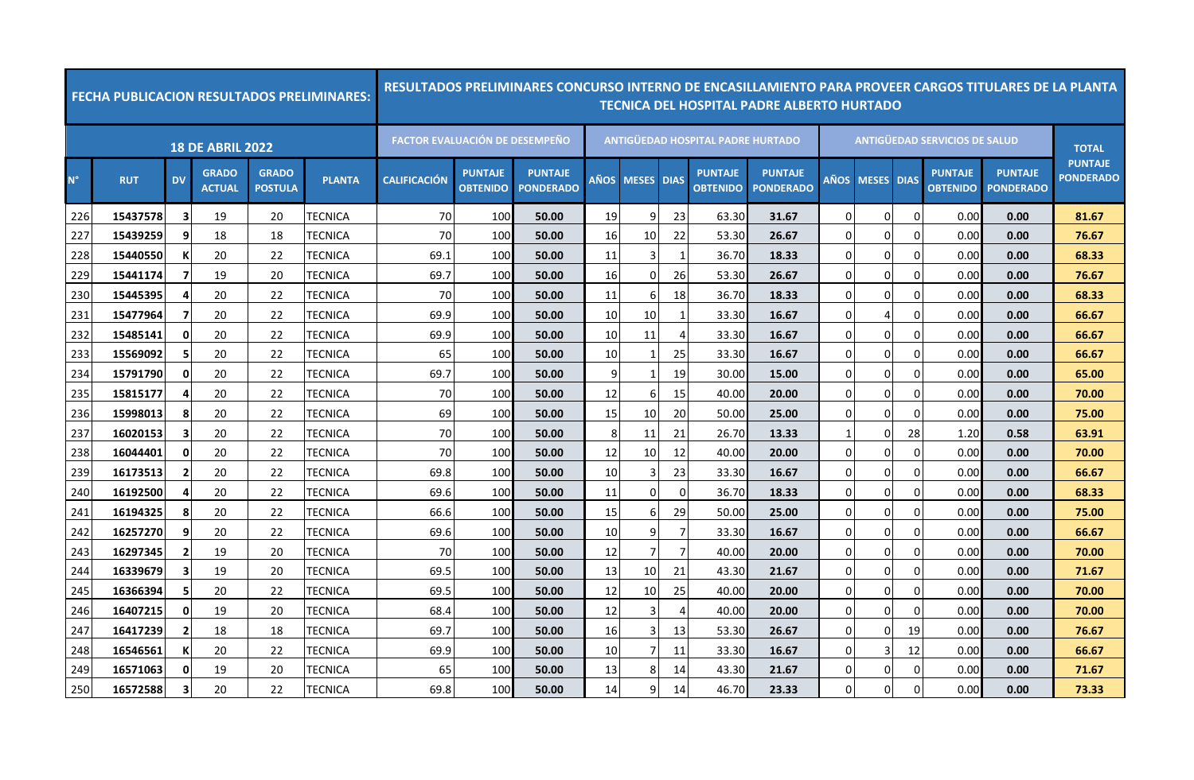| FECHA PUBLICACION RESULTADOS PRELIMINARES: | | | | | | RESULTADOS PRELIMINARES CONCURSO INTERNO DE ENCASILLAMIENTO PARA PROVEER CARGOS TITULARES DE LA PLANTA TECNICA DEL HOSPITAL PADRE ALBERTO HURTADO | | | | | | | | | | | | | | |
|---|---|---|---|---|---|---|---|---|---|---|---|---|---|---|---|---|---|---|---|
| 18 DE ABRIL 2022 | | | | | | FACTOR EVALUACIÓN DE DESEMPEÑO | | | ANTIGÜEDAD HOSPITAL PADRE HURTADO | | | | | ANTIGÜEDAD SERVICIOS DE SALUD | | | | | TOTAL |
| N° | RUT | DV | GRADO ACTUAL | GRADO POSTULA | PLANTA | CALIFICACIÓN | PUNTAJE OBTENIDO | PUNTAJE PONDERADO | AÑOS | MESES | DIAS | PUNTAJE OBTENIDO | PUNTAJE PONDERADO | AÑOS | MESES | DIAS | PUNTAJE OBTENIDO | PUNTAJE PONDERADO | PUNTAJE PONDERADO |
| 226 | 15437578 | 3 | 19 | 20 | TECNICA | 70 | 100 | 50.00 | 19 | 9 | 23 | 63.30 | 31.67 | 0 | 0 | 0 | 0.00 | 0.00 | 81.67 |
| 227 | 15439259 | 9 | 18 | 18 | TECNICA | 70 | 100 | 50.00 | 16 | 10 | 22 | 53.30 | 26.67 | 0 | 0 | 0 | 0.00 | 0.00 | 76.67 |
| 228 | 15440550 | K | 20 | 22 | TECNICA | 69.1 | 100 | 50.00 | 11 | 3 | 1 | 36.70 | 18.33 | 0 | 0 | 0 | 0.00 | 0.00 | 68.33 |
| 229 | 15441174 | 7 | 19 | 20 | TECNICA | 69.7 | 100 | 50.00 | 16 | 0 | 26 | 53.30 | 26.67 | 0 | 0 | 0 | 0.00 | 0.00 | 76.67 |
| 230 | 15445395 | 4 | 20 | 22 | TECNICA | 70 | 100 | 50.00 | 11 | 6 | 18 | 36.70 | 18.33 | 0 | 0 | 0 | 0.00 | 0.00 | 68.33 |
| 231 | 15477964 | 7 | 20 | 22 | TECNICA | 69.9 | 100 | 50.00 | 10 | 10 | 1 | 33.30 | 16.67 | 0 | 4 | 0 | 0.00 | 0.00 | 66.67 |
| 232 | 15485141 | 0 | 20 | 22 | TECNICA | 69.9 | 100 | 50.00 | 10 | 11 | 4 | 33.30 | 16.67 | 0 | 0 | 0 | 0.00 | 0.00 | 66.67 |
| 233 | 15569092 | 5 | 20 | 22 | TECNICA | 65 | 100 | 50.00 | 10 | 1 | 25 | 33.30 | 16.67 | 0 | 0 | 0 | 0.00 | 0.00 | 66.67 |
| 234 | 15791790 | 0 | 20 | 22 | TECNICA | 69.7 | 100 | 50.00 | 9 | 1 | 19 | 30.00 | 15.00 | 0 | 0 | 0 | 0.00 | 0.00 | 65.00 |
| 235 | 15815177 | 4 | 20 | 22 | TECNICA | 70 | 100 | 50.00 | 12 | 6 | 15 | 40.00 | 20.00 | 0 | 0 | 0 | 0.00 | 0.00 | 70.00 |
| 236 | 15998013 | 8 | 20 | 22 | TECNICA | 69 | 100 | 50.00 | 15 | 10 | 20 | 50.00 | 25.00 | 0 | 0 | 0 | 0.00 | 0.00 | 75.00 |
| 237 | 16020153 | 3 | 20 | 22 | TECNICA | 70 | 100 | 50.00 | 8 | 11 | 21 | 26.70 | 13.33 | 1 | 0 | 28 | 1.20 | 0.58 | 63.91 |
| 238 | 16044401 | 0 | 20 | 22 | TECNICA | 70 | 100 | 50.00 | 12 | 10 | 12 | 40.00 | 20.00 | 0 | 0 | 0 | 0.00 | 0.00 | 70.00 |
| 239 | 16173513 | 2 | 20 | 22 | TECNICA | 69.8 | 100 | 50.00 | 10 | 3 | 23 | 33.30 | 16.67 | 0 | 0 | 0 | 0.00 | 0.00 | 66.67 |
| 240 | 16192500 | 4 | 20 | 22 | TECNICA | 69.6 | 100 | 50.00 | 11 | 0 | 0 | 36.70 | 18.33 | 0 | 0 | 0 | 0.00 | 0.00 | 68.33 |
| 241 | 16194325 | 8 | 20 | 22 | TECNICA | 66.6 | 100 | 50.00 | 15 | 6 | 29 | 50.00 | 25.00 | 0 | 0 | 0 | 0.00 | 0.00 | 75.00 |
| 242 | 16257270 | 9 | 20 | 22 | TECNICA | 69.6 | 100 | 50.00 | 10 | 9 | 7 | 33.30 | 16.67 | 0 | 0 | 0 | 0.00 | 0.00 | 66.67 |
| 243 | 16297345 | 2 | 19 | 20 | TECNICA | 70 | 100 | 50.00 | 12 | 7 | 7 | 40.00 | 20.00 | 0 | 0 | 0 | 0.00 | 0.00 | 70.00 |
| 244 | 16339679 | 3 | 19 | 20 | TECNICA | 69.5 | 100 | 50.00 | 13 | 10 | 21 | 43.30 | 21.67 | 0 | 0 | 0 | 0.00 | 0.00 | 71.67 |
| 245 | 16366394 | 5 | 20 | 22 | TECNICA | 69.5 | 100 | 50.00 | 12 | 10 | 25 | 40.00 | 20.00 | 0 | 0 | 0 | 0.00 | 0.00 | 70.00 |
| 246 | 16407215 | 0 | 19 | 20 | TECNICA | 68.4 | 100 | 50.00 | 12 | 3 | 4 | 40.00 | 20.00 | 0 | 0 | 0 | 0.00 | 0.00 | 70.00 |
| 247 | 16417239 | 2 | 18 | 18 | TECNICA | 69.7 | 100 | 50.00 | 16 | 3 | 13 | 53.30 | 26.67 | 0 | 0 | 19 | 0.00 | 0.00 | 76.67 |
| 248 | 16546561 | K | 20 | 22 | TECNICA | 69.9 | 100 | 50.00 | 10 | 7 | 11 | 33.30 | 16.67 | 0 | 3 | 12 | 0.00 | 0.00 | 66.67 |
| 249 | 16571063 | 0 | 19 | 20 | TECNICA | 65 | 100 | 50.00 | 13 | 8 | 14 | 43.30 | 21.67 | 0 | 0 | 0 | 0.00 | 0.00 | 71.67 |
| 250 | 16572588 | 3 | 20 | 22 | TECNICA | 69.8 | 100 | 50.00 | 14 | 9 | 14 | 46.70 | 23.33 | 0 | 0 | 0 | 0.00 | 0.00 | 73.33 |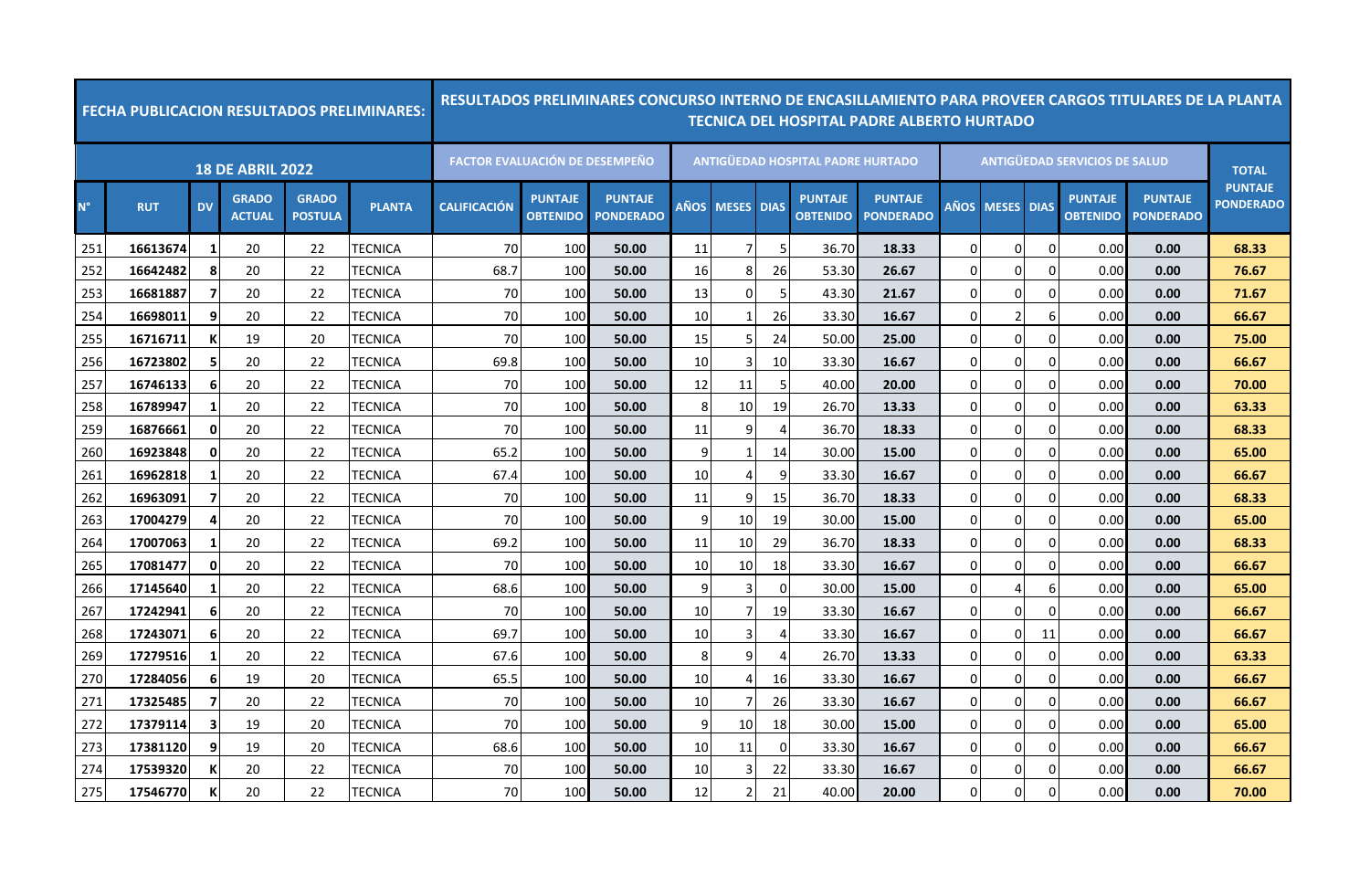| FECHA PUBLICACION RESULTADOS PRELIMINARES: | | | | | | RESULTADOS PRELIMINARES CONCURSO INTERNO DE ENCASILLAMIENTO PARA PROVEER CARGOS TITULARES DE LA PLANTA TECNICA DEL HOSPITAL PADRE ALBERTO HURTADO | | | | | | | | | | | | | | |
|---|---|---|---|---|---|---|---|---|---|---|---|---|---|---|---|---|---|---|---|
| 18 DE ABRIL 2022 | | | | | | FACTOR EVALUACIÓN DE DESEMPEÑO | | | ANTIGÜEDAD HOSPITAL PADRE HURTADO | | | | | ANTIGÜEDAD SERVICIOS DE SALUD | | | | | TOTAL |
| N° | RUT | DV | GRADO ACTUAL | GRADO POSTULA | PLANTA | CALIFICACIÓN | PUNTAJE OBTENIDO | PUNTAJE PONDERADO | AÑOS | MESES | DIAS | PUNTAJE OBTENIDO | PUNTAJE PONDERADO | AÑOS | MESES | DIAS | PUNTAJE OBTENIDO | PUNTAJE PONDERADO | PUNTAJE PONDERADO |
| 251 | 16613674 | 1 | 20 | 22 | TECNICA | 70 | 100 | 50.00 | 11 | 7 | 5 | 36.70 | 18.33 | 0 | 0 | 0 | 0.00 | 0.00 | 68.33 |
| 252 | 16642482 | 8 | 20 | 22 | TECNICA | 68.7 | 100 | 50.00 | 16 | 8 | 26 | 53.30 | 26.67 | 0 | 0 | 0 | 0.00 | 0.00 | 76.67 |
| 253 | 16681887 | 7 | 20 | 22 | TECNICA | 70 | 100 | 50.00 | 13 | 0 | 5 | 43.30 | 21.67 | 0 | 0 | 0 | 0.00 | 0.00 | 71.67 |
| 254 | 16698011 | 9 | 20 | 22 | TECNICA | 70 | 100 | 50.00 | 10 | 1 | 26 | 33.30 | 16.67 | 0 | 2 | 6 | 0.00 | 0.00 | 66.67 |
| 255 | 16716711 | K | 19 | 20 | TECNICA | 70 | 100 | 50.00 | 15 | 5 | 24 | 50.00 | 25.00 | 0 | 0 | 0 | 0.00 | 0.00 | 75.00 |
| 256 | 16723802 | 5 | 20 | 22 | TECNICA | 69.8 | 100 | 50.00 | 10 | 3 | 10 | 33.30 | 16.67 | 0 | 0 | 0 | 0.00 | 0.00 | 66.67 |
| 257 | 16746133 | 6 | 20 | 22 | TECNICA | 70 | 100 | 50.00 | 12 | 11 | 5 | 40.00 | 20.00 | 0 | 0 | 0 | 0.00 | 0.00 | 70.00 |
| 258 | 16789947 | 1 | 20 | 22 | TECNICA | 70 | 100 | 50.00 | 8 | 10 | 19 | 26.70 | 13.33 | 0 | 0 | 0 | 0.00 | 0.00 | 63.33 |
| 259 | 16876661 | 0 | 20 | 22 | TECNICA | 70 | 100 | 50.00 | 11 | 9 | 4 | 36.70 | 18.33 | 0 | 0 | 0 | 0.00 | 0.00 | 68.33 |
| 260 | 16923848 | 0 | 20 | 22 | TECNICA | 65.2 | 100 | 50.00 | 9 | 1 | 14 | 30.00 | 15.00 | 0 | 0 | 0 | 0.00 | 0.00 | 65.00 |
| 261 | 16962818 | 1 | 20 | 22 | TECNICA | 67.4 | 100 | 50.00 | 10 | 4 | 9 | 33.30 | 16.67 | 0 | 0 | 0 | 0.00 | 0.00 | 66.67 |
| 262 | 16963091 | 7 | 20 | 22 | TECNICA | 70 | 100 | 50.00 | 11 | 9 | 15 | 36.70 | 18.33 | 0 | 0 | 0 | 0.00 | 0.00 | 68.33 |
| 263 | 17004279 | 4 | 20 | 22 | TECNICA | 70 | 100 | 50.00 | 9 | 10 | 19 | 30.00 | 15.00 | 0 | 0 | 0 | 0.00 | 0.00 | 65.00 |
| 264 | 17007063 | 1 | 20 | 22 | TECNICA | 69.2 | 100 | 50.00 | 11 | 10 | 29 | 36.70 | 18.33 | 0 | 0 | 0 | 0.00 | 0.00 | 68.33 |
| 265 | 17081477 | 0 | 20 | 22 | TECNICA | 70 | 100 | 50.00 | 10 | 10 | 18 | 33.30 | 16.67 | 0 | 0 | 0 | 0.00 | 0.00 | 66.67 |
| 266 | 17145640 | 1 | 20 | 22 | TECNICA | 68.6 | 100 | 50.00 | 9 | 3 | 0 | 30.00 | 15.00 | 0 | 4 | 6 | 0.00 | 0.00 | 65.00 |
| 267 | 17242941 | 6 | 20 | 22 | TECNICA | 70 | 100 | 50.00 | 10 | 7 | 19 | 33.30 | 16.67 | 0 | 0 | 0 | 0.00 | 0.00 | 66.67 |
| 268 | 17243071 | 6 | 20 | 22 | TECNICA | 69.7 | 100 | 50.00 | 10 | 3 | 4 | 33.30 | 16.67 | 0 | 0 | 11 | 0.00 | 0.00 | 66.67 |
| 269 | 17279516 | 1 | 20 | 22 | TECNICA | 67.6 | 100 | 50.00 | 8 | 9 | 4 | 26.70 | 13.33 | 0 | 0 | 0 | 0.00 | 0.00 | 63.33 |
| 270 | 17284056 | 6 | 19 | 20 | TECNICA | 65.5 | 100 | 50.00 | 10 | 4 | 16 | 33.30 | 16.67 | 0 | 0 | 0 | 0.00 | 0.00 | 66.67 |
| 271 | 17325485 | 7 | 20 | 22 | TECNICA | 70 | 100 | 50.00 | 10 | 7 | 26 | 33.30 | 16.67 | 0 | 0 | 0 | 0.00 | 0.00 | 66.67 |
| 272 | 17379114 | 3 | 19 | 20 | TECNICA | 70 | 100 | 50.00 | 9 | 10 | 18 | 30.00 | 15.00 | 0 | 0 | 0 | 0.00 | 0.00 | 65.00 |
| 273 | 17381120 | 9 | 19 | 20 | TECNICA | 68.6 | 100 | 50.00 | 10 | 11 | 0 | 33.30 | 16.67 | 0 | 0 | 0 | 0.00 | 0.00 | 66.67 |
| 274 | 17539320 | K | 20 | 22 | TECNICA | 70 | 100 | 50.00 | 10 | 3 | 22 | 33.30 | 16.67 | 0 | 0 | 0 | 0.00 | 0.00 | 66.67 |
| 275 | 17546770 | K | 20 | 22 | TECNICA | 70 | 100 | 50.00 | 12 | 2 | 21 | 40.00 | 20.00 | 0 | 0 | 0 | 0.00 | 0.00 | 70.00 |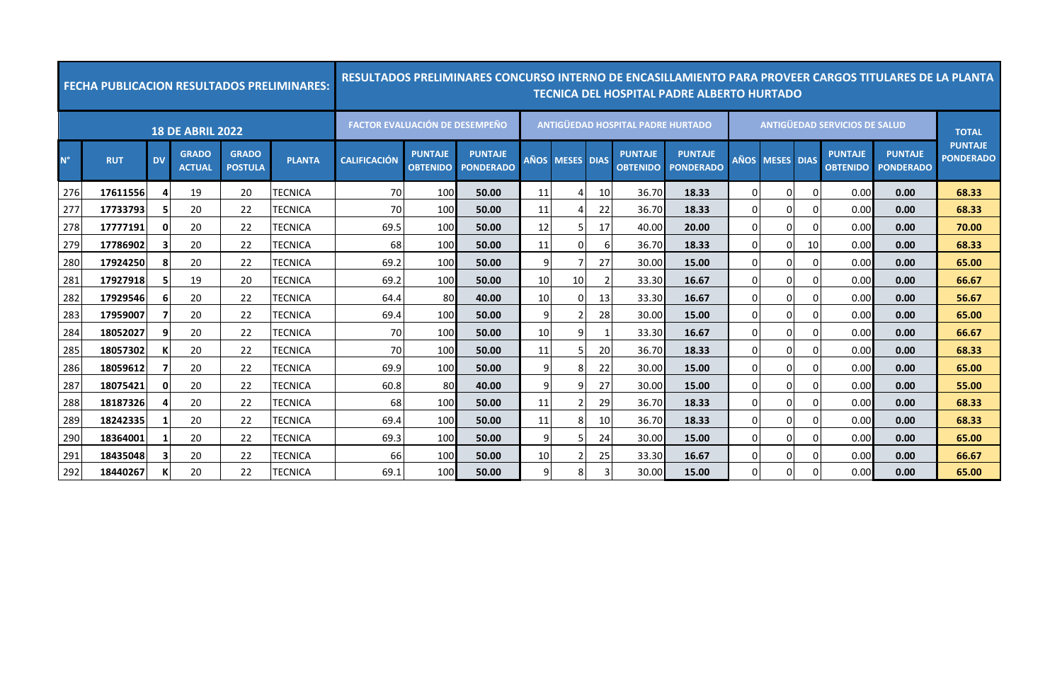| FECHA PUBLICACION RESULTADOS PRELIMINARES: | | | | | | RESULTADOS PRELIMINARES CONCURSO INTERNO DE ENCASILLAMIENTO PARA PROVEER CARGOS TITULARES DE LA PLANTA TECNICA DEL HOSPITAL PADRE ALBERTO HURTADO | | | | | | | | | | | | | | | |
|---|---|---|---|---|---|---|---|---|---|---|---|---|---|---|---|---|---|---|---|---|
| 18 DE ABRIL 2022 | | | | | | FACTOR EVALUACIÓN DE DESEMPEÑO | | | ANTIGÜEDAD HOSPITAL PADRE HURTADO | | | | | ANTIGÜEDAD SERVICIOS DE SALUD | | | | | TOTAL |
| N° | RUT | DV | GRADO ACTUAL | GRADO POSTULA | PLANTA | CALIFICACIÓN | PUNTAJE OBTENIDO | PUNTAJE PONDERADO | AÑOS | MESES | DIAS | PUNTAJE OBTENIDO | PUNTAJE PONDERADO | AÑOS | MESES | DIAS | PUNTAJE OBTENIDO | PUNTAJE PONDERADO | PUNTAJE PONDERADO |
| 276 | 17611556 | 4 | 19 | 20 | TECNICA | 70 | 100 | 50.00 | 11 | 4 | 10 | 36.70 | 18.33 | 0 | 0 | 0 | 0.00 | 0.00 | 68.33 |
| 277 | 17733793 | 5 | 20 | 22 | TECNICA | 70 | 100 | 50.00 | 11 | 4 | 22 | 36.70 | 18.33 | 0 | 0 | 0 | 0.00 | 0.00 | 68.33 |
| 278 | 17777191 | 0 | 20 | 22 | TECNICA | 69.5 | 100 | 50.00 | 12 | 5 | 17 | 40.00 | 20.00 | 0 | 0 | 0 | 0.00 | 0.00 | 70.00 |
| 279 | 17786902 | 3 | 20 | 22 | TECNICA | 68 | 100 | 50.00 | 11 | 0 | 6 | 36.70 | 18.33 | 0 | 0 | 10 | 0.00 | 0.00 | 68.33 |
| 280 | 17924250 | 8 | 20 | 22 | TECNICA | 69.2 | 100 | 50.00 | 9 | 7 | 27 | 30.00 | 15.00 | 0 | 0 | 0 | 0.00 | 0.00 | 65.00 |
| 281 | 17927918 | 5 | 19 | 20 | TECNICA | 69.2 | 100 | 50.00 | 10 | 10 | 2 | 33.30 | 16.67 | 0 | 0 | 0 | 0.00 | 0.00 | 66.67 |
| 282 | 17929546 | 6 | 20 | 22 | TECNICA | 64.4 | 80 | 40.00 | 10 | 0 | 13 | 33.30 | 16.67 | 0 | 0 | 0 | 0.00 | 0.00 | 56.67 |
| 283 | 17959007 | 7 | 20 | 22 | TECNICA | 69.4 | 100 | 50.00 | 9 | 2 | 28 | 30.00 | 15.00 | 0 | 0 | 0 | 0.00 | 0.00 | 65.00 |
| 284 | 18052027 | 9 | 20 | 22 | TECNICA | 70 | 100 | 50.00 | 10 | 9 | 1 | 33.30 | 16.67 | 0 | 0 | 0 | 0.00 | 0.00 | 66.67 |
| 285 | 18057302 | K | 20 | 22 | TECNICA | 70 | 100 | 50.00 | 11 | 5 | 20 | 36.70 | 18.33 | 0 | 0 | 0 | 0.00 | 0.00 | 68.33 |
| 286 | 18059612 | 7 | 20 | 22 | TECNICA | 69.9 | 100 | 50.00 | 9 | 8 | 22 | 30.00 | 15.00 | 0 | 0 | 0 | 0.00 | 0.00 | 65.00 |
| 287 | 18075421 | 0 | 20 | 22 | TECNICA | 60.8 | 80 | 40.00 | 9 | 9 | 27 | 30.00 | 15.00 | 0 | 0 | 0 | 0.00 | 0.00 | 55.00 |
| 288 | 18187326 | 4 | 20 | 22 | TECNICA | 68 | 100 | 50.00 | 11 | 2 | 29 | 36.70 | 18.33 | 0 | 0 | 0 | 0.00 | 0.00 | 68.33 |
| 289 | 18242335 | 1 | 20 | 22 | TECNICA | 69.4 | 100 | 50.00 | 11 | 8 | 10 | 36.70 | 18.33 | 0 | 0 | 0 | 0.00 | 0.00 | 68.33 |
| 290 | 18364001 | 1 | 20 | 22 | TECNICA | 69.3 | 100 | 50.00 | 9 | 5 | 24 | 30.00 | 15.00 | 0 | 0 | 0 | 0.00 | 0.00 | 65.00 |
| 291 | 18435048 | 3 | 20 | 22 | TECNICA | 66 | 100 | 50.00 | 10 | 2 | 25 | 33.30 | 16.67 | 0 | 0 | 0 | 0.00 | 0.00 | 66.67 |
| 292 | 18440267 | K | 20 | 22 | TECNICA | 69.1 | 100 | 50.00 | 9 | 8 | 3 | 30.00 | 15.00 | 0 | 0 | 0 | 0.00 | 0.00 | 65.00 |